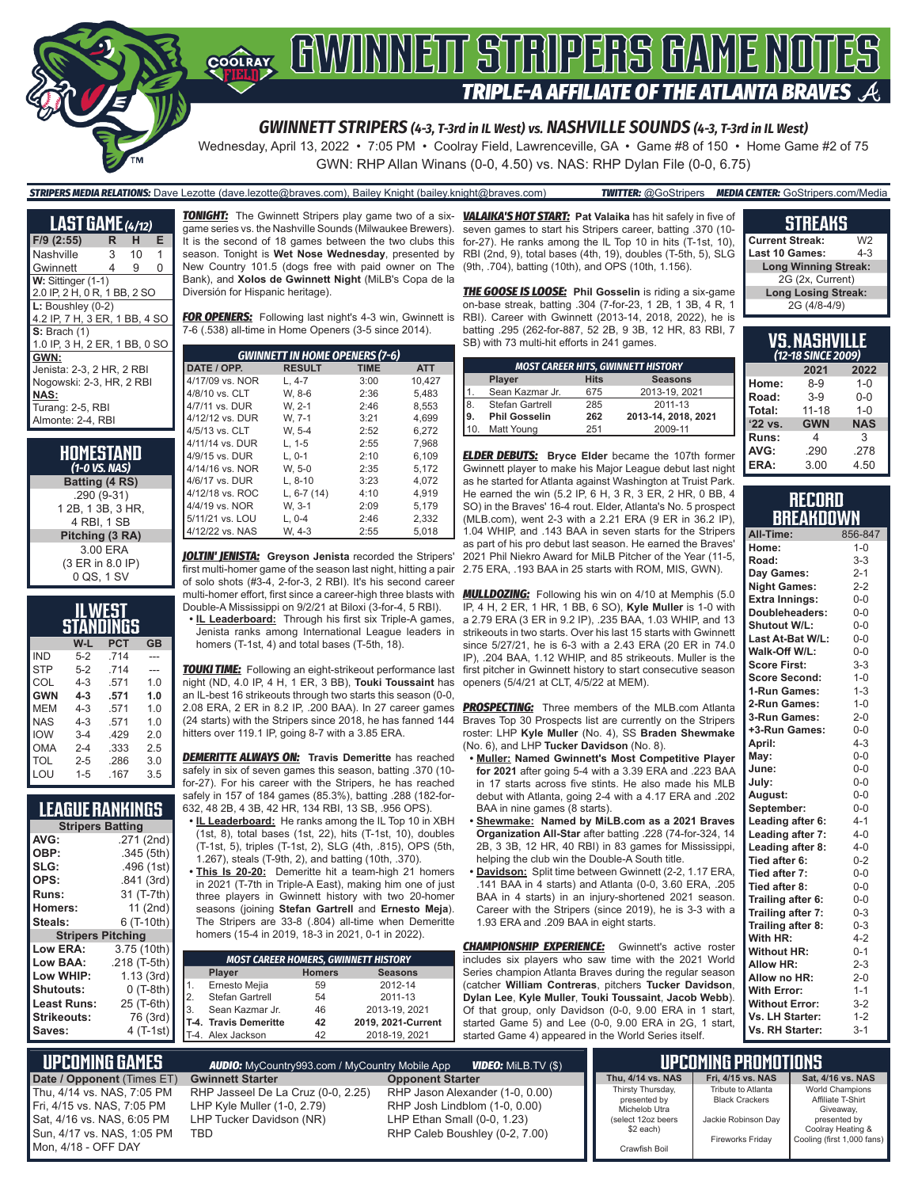# GWINNETT STRIPERS GAME NOTES

## TRIPLE-A AFFILIATE OF THE ATLANTA BRAVES

### GWINNETT STRIPERS (4-3, T-3rd in IL West) vs. NASHVILLE SOUNDS (4-3, T-3rd in IL West)

Wednesday, April 13, 2022 • 7:05 PM • Coolray Field, Lawrenceville, GA • Game #8 of 150 • Home Game #2 of 75

GWN: RHP Allan Winans (0-0, 4.50) vs. NAS: RHP Dylan File (0-0, 6.75)

**STRIPERS MEDIA RELATIONS:** Dave Lezotte (dave.lezotte@braves.com), Bailey Knight (bailey.knight@braves.com) **TWITTER:** @GoStripers **MEDIA CENTER:** GoStripers.com/Media

## LAST GAME (4/12)

| F/9 (2:55) | R | H | E |
|---|---|---|---|
| Nashville | 3 | 10 | 1 |
| Gwinnett | 4 | 9 | 0 |

**W:** Sittinger (1-1)
2.0 IP, 2 H, 0 R, 1 BB, 2 SO

**L:** Boushley (0-2)
4.2 IP, 7 H, 3 ER, 1 BB, 4 SO

**S:** Brach (1)
1.0 IP, 3 H, 2 ER, 1 BB, 0 SO

**GWN:**
Jenista: 2-3, 2 HR, 2 RBI
Nogowski: 2-3, HR, 2 RBI

**NAS:**
Turang: 2-5, RBI
Almonte: 2-4, RBI

## HOMESTAND
*(1-0 VS. NAS)*

**Batting (4 RS)**
.290 (9-31)
1 2B, 1 3B, 3 HR,
4 RBI, 1 SB

**Pitching (3 RA)**
3.00 ERA
(3 ER in 8.0 IP)
0 QS, 1 SV

## IL WEST STANDINGS

| | W-L | PCT | GB |
|---|---|---|---|
| IND | 5-2 | .714 | --- |
| STP | 5-2 | .714 | --- |
| COL | 4-3 | .571 | 1.0 |
| **GWN** | **4-3** | **.571** | **1.0** |
| MEM | 4-3 | .571 | 1.0 |
| NAS | 4-3 | .571 | 1.0 |
| IOW | 3-4 | .429 | 2.0 |
| OMA | 2-4 | .333 | 2.5 |
| TOL | 2-5 | .286 | 3.0 |
| LOU | 1-5 | .167 | 3.5 |

## LEAGUE RANKINGS

| Stripers Batting | |
|---|---|
| AVG: | .271 (2nd) |
| OBP: | .345 (5th) |
| SLG: | .496 (1st) |
| OPS: | .841 (3rd) |
| Runs: | 31 (T-7th) |
| Homers: | 11 (2nd) |
| Steals: | 6 (T-10th) |
| **Stripers Pitching** | |
| Low ERA: | 3.75 (10th) |
| Low BAA: | .218 (T-5th) |
| Low WHIP: | 1.13 (3rd) |
| Shutouts: | 0 (T-8th) |
| Least Runs: | 25 (T-6th) |
| Strikeouts: | 76 (3rd) |
| Saves: | 4 (T-1st) |

**TONIGHT:** The Gwinnett Stripers play game two of a six-game series vs. the Nashville Sounds (Milwaukee Brewers). It is the second of 18 games between the two clubs this season. Tonight is **Wet Nose Wednesday**, presented by New Country 101.5 (dogs free with paid owner on The Bank), and **Xolos de Gwinnett Night** (MiLB's Copa de la Diversión for Hispanic heritage).

**FOR OPENERS:** Following last night's 4-3 win, Gwinnett is 7-6 (.538) all-time in Home Openers (3-5 since 2014).

| GWINNETT IN HOME OPENERS (7-6) | | | |
|---|---|---|---|
| **DATE / OPP.** | **RESULT** | **TIME** | **ATT** |
| 4/17/09 vs. NOR | L, 4-7 | 3:00 | 10,427 |
| 4/8/10 vs. CLT | W, 8-6 | 2:36 | 5,483 |
| 4/7/11 vs. DUR | W, 2-1 | 2:46 | 8,553 |
| 4/12/12 vs. DUR | W, 7-1 | 3:21 | 4,699 |
| 4/5/13 vs. CLT | W, 5-4 | 2:52 | 6,272 |
| 4/11/14 vs. DUR | L, 1-5 | 2:55 | 7,968 |
| 4/9/15 vs. DUR | L, 0-1 | 2:10 | 6,109 |
| 4/14/16 vs. NOR | W, 5-0 | 2:35 | 5,172 |
| 4/6/17 vs. DUR | L, 8-10 | 3:23 | 4,072 |
| 4/12/18 vs. ROC | L, 6-7 (14) | 4:10 | 4,919 |
| 4/4/19 vs. NOR | W, 3-1 | 2:09 | 5,179 |
| 5/11/21 vs. LOU | L, 0-4 | 2:46 | 2,332 |
| 4/12/22 vs. NAS | W, 4-3 | 2:55 | 5,018 |

**JOLTIN' JENISTA:** **Greyson Jenista** recorded the Stripers' first multi-homer game of the season last night, hitting a pair of solo shots (#3-4, 2-for-3, 2 RBI). It's his second career multi-homer effort, first since a career-high three blasts with Double-A Mississippi on 9/2/21 at Biloxi (3-for-4, 5 RBI).

- **IL Leaderboard:** Through his first six Triple-A games, Jenista ranks among International League leaders in homers (T-1st, 4) and total bases (T-5th, 18).

**TOUKI TIME:** Following an eight-strikeout performance last night (ND, 4.0 IP, 4 H, 1 ER, 3 BB), **Touki Toussaint** has an IL-best 16 strikeouts through two starts this season (0-0, 2.08 ERA, 2 ER in 8.2 IP, .200 BAA). In 27 career games (24 starts) with the Stripers since 2018, he has fanned 144 hitters over 119.1 IP, going 8-7 with a 3.85 ERA.

**DEMERITTE ALWAYS ON:** **Travis Demeritte** has reached safely in six of seven games this season, batting .370 (10-for-27). For his career with the Stripers, he has reached safely in 157 of 184 games (85.3%), batting .288 (182-for-632, 48 2B, 4 3B, 42 HR, 134 RBI, 13 SB, .956 OPS).

- **IL Leaderboard:** He ranks among the IL Top 10 in XBH (1st, 8), total bases (1st, 22), hits (T-1st, 10), doubles (T-1st, 5), triples (T-1st, 2), SLG (4th, .815), OPS (5th, 1.267), steals (T-9th, 2), and batting (10th, .370).
- **This Is 20-20:** Demeritte hit a team-high 21 homers in 2021 (T-7th in Triple-A East), making him one of just three players in Gwinnett history with two 20-homer seasons (joining **Stefan Gartrell** and **Ernesto Mejia**). The Stripers are 33-8 (.804) all-time when Demeritte homers (15-4 in 2019, 18-3 in 2021, 0-1 in 2022).

| MOST CAREER HOMERS, GWINNETT HISTORY | | | |
|---|---|---|---|
| | **Player** | **Homers** | **Seasons** |
| 1. | Ernesto Mejia | 59 | 2012-14 |
| 2. | Stefan Gartrell | 54 | 2011-13 |
| 3. | Sean Kazmar Jr. | 46 | 2013-19, 2021 |
| **T-4.** | **Travis Demeritte** | **42** | **2019, 2021-Current** |
| T-4. | Alex Jackson | 42 | 2018-19, 2021 |

**VALAIKA'S HOT START:** **Pat Valaika** has hit safely in five of seven games to start his Stripers career, batting .370 (10-for-27). He ranks among the IL Top 10 in hits (T-1st, 10), RBI (2nd, 9), total bases (4th, 19), doubles (T-5th, 5), SLG (9th, .704), batting (10th), and OPS (10th, 1.156).

**THE GOOSE IS LOOSE:** **Phil Gosselin** is riding a six-game on-base streak, batting .304 (7-for-23, 1 2B, 1 3B, 4 R, 1 RBI). Career with Gwinnett (2013-14, 2018, 2022), he is batting .295 (262-for-887, 52 2B, 9 3B, 12 HR, 83 RBI, 7 SB) with 73 multi-hit efforts in 241 games.

| MOST CAREER HITS, GWINNETT HISTORY | | | |
|---|---|---|---|
| | **Player** | **Hits** | **Seasons** |
| 1. | Sean Kazmar Jr. | 675 | 2013-19, 2021 |
| 8. | Stefan Gartrell | 285 | 2011-13 |
| **9.** | **Phil Gosselin** | **262** | **2013-14, 2018, 2021** |
| 10. | Matt Young | 251 | 2009-11 |

**ELDER DEBUTS:** **Bryce Elder** became the 107th former Gwinnett player to make his Major League debut last night as he started for Atlanta against Washington at Truist Park. He earned the win (5.2 IP, 6 H, 3 R, 3 ER, 2 HR, 0 BB, 4 SO) in the Braves' 16-4 rout. Elder, Atlanta's No. 5 prospect (MLB.com), went 2-3 with a 2.21 ERA (9 ER in 36.2 IP), 1.04 WHIP, and .143 BAA in seven starts for the Stripers as part of his pro debut last season. He earned the Braves' 2021 Phil Niekro Award for MiLB Pitcher of the Year (11-5, 2.75 ERA, .193 BAA in 25 starts with ROM, MIS, GWN).

**MULLDOZING:** Following his win on 4/10 at Memphis (5.0 IP, 4 H, 2 ER, 1 HR, 1 BB, 6 SO), **Kyle Muller** is 1-0 with a 2.79 ERA (3 ER in 9.2 IP), .235 BAA, 1.03 WHIP, and 13 strikeouts in two starts. Over his last 15 starts with Gwinnett since 5/27/21, he is 6-3 with a 2.43 ERA (20 ER in 74.0 IP), .204 BAA, 1.12 WHIP, and 85 strikeouts. Muller is the first pitcher in Gwinnett history to start consecutive season openers (5/4/21 at CLT, 4/5/22 at MEM).

**PROSPECTING:** Three members of the MLB.com Atlanta Braves Top 30 Prospects list are currently on the Stripers roster: LHP **Kyle Muller** (No. 4), SS **Braden Shewmake** (No. 6), and LHP **Tucker Davidson** (No. 8).

- **Muller: Named Gwinnett's Most Competitive Player for 2021** after going 5-4 with a 3.39 ERA and .223 BAA in 17 starts across five stints. He also made his MLB debut with Atlanta, going 2-4 with a 4.17 ERA and .202 BAA in nine games (8 starts).
- **Shewmake: Named by MiLB.com as a 2021 Braves Organization All-Star** after batting .228 (74-for-324, 14 2B, 3 3B, 12 HR, 40 RBI) in 83 games for Mississippi, helping the club win the Double-A South title.
- **Davidson:** Split time between Gwinnett (2-2, 1.17 ERA, .141 BAA in 4 starts) and Atlanta (0-0, 3.60 ERA, .205 BAA in 4 starts) in an injury-shortened 2021 season. Career with the Stripers (since 2019), he is 3-3 with a 1.93 ERA and .209 BAA in eight starts.

**CHAMPIONSHIP EXPERIENCE:** Gwinnett's active roster includes six players who saw time with the 2021 World Series champion Atlanta Braves during the regular season (catcher **William Contreras**, pitchers **Tucker Davidson**, **Dylan Lee**, **Kyle Muller**, **Touki Toussaint**, **Jacob Webb**). Of that group, only Davidson (0-0, 9.00 ERA in 1 start, started Game 5) and Lee (0-0, 9.00 ERA in 2G, 1 start, started Game 4) appeared in the World Series itself.

## STREAKS

| | |
|---|---|
| Current Streak: | W2 |
| Last 10 Games: | 4-3 |
| **Long Winning Streak:** | |
| 2G (2x, Current) | |
| **Long Losing Streak:** | |
| 2G (4/8-4/9) | |

## VS. NASHVILLE
*(12-18 SINCE 2009)*

| | 2021 | 2022 |
|---|---|---|
| Home: | 8-9 | 1-0 |
| Road: | 3-9 | 0-0 |
| Total: | 11-18 | 1-0 |
| '22 vs. | GWN | NAS |
| Runs: | 4 | 3 |
| AVG: | .290 | .278 |
| ERA: | 3.00 | 4.50 |

## RECORD BREAKDOWN

| | |
|---|---|
| All-Time: | 856-847 |
| Home: | 1-0 |
| Road: | 3-3 |
| Day Games: | 2-1 |
| Night Games: | 2-2 |
| Extra Innings: | 0-0 |
| Doubleheaders: | 0-0 |
| Shutout W/L: | 0-0 |
| Last At-Bat W/L: | 0-0 |
| Walk-Off W/L: | 0-0 |
| Score First: | 3-3 |
| Score Second: | 1-0 |
| 1-Run Games: | 1-3 |
| 2-Run Games: | 1-0 |
| 3-Run Games: | 2-0 |
| +3-Run Games: | 0-0 |
| April: | 4-3 |
| May: | 0-0 |
| June: | 0-0 |
| July: | 0-0 |
| August: | 0-0 |
| September: | 0-0 |
| Leading after 6: | 4-1 |
| Leading after 7: | 4-0 |
| Leading after 8: | 4-0 |
| Tied after 6: | 0-2 |
| Tied after 7: | 0-0 |
| Tied after 8: | 0-0 |
| Trailing after 6: | 0-0 |
| Trailing after 7: | 0-3 |
| Trailing after 8: | 0-3 |
| With HR: | 4-2 |
| Without HR: | 0-1 |
| Allow HR: | 2-3 |
| Allow no HR: | 2-0 |
| With Error: | 1-1 |
| Without Error: | 3-2 |
| Vs. LH Starter: | 1-2 |
| Vs. RH Starter: | 3-1 |

## UPCOMING GAMES

**AUDIO:** MyCountry993.com / MyCountry Mobile App **VIDEO:** MiLB.TV ($)

| Date / Opponent (Times ET) | Gwinnett Starter | Opponent Starter |
|---|---|---|
| Thu, 4/14 vs. NAS, 7:05 PM | RHP Jasseel De La Cruz (0-0, 2.25) | RHP Jason Alexander (1-0, 0.00) |
| Fri, 4/15 vs. NAS, 7:05 PM | LHP Kyle Muller (1-0, 2.79) | RHP Josh Lindblom (1-0, 0.00) |
| Sat, 4/16 vs. NAS, 6:05 PM | LHP Tucker Davidson (NR) | LHP Ethan Small (0-0, 1.23) |
| Sun, 4/17 vs. NAS, 1:05 PM | TBD | RHP Caleb Boushley (0-2, 7.00) |
| Mon, 4/18 - OFF DAY | | |

## UPCOMING PROMOTIONS

| Thu, 4/14 vs. NAS | Fri, 4/15 vs. NAS | Sat, 4/16 vs. NAS |
|---|---|---|
| Thirsty Thursday, presented by Michelob Ultra (select 12oz beers $2 each) | Tribute to Atlanta Black Crackers | World Champions Affiliate T-Shirt Giveaway, presented by Coolray Heating & Cooling (first 1,000 fans) |
| Crawfish Boil | Jackie Robinson Day | |
| | Fireworks Friday | |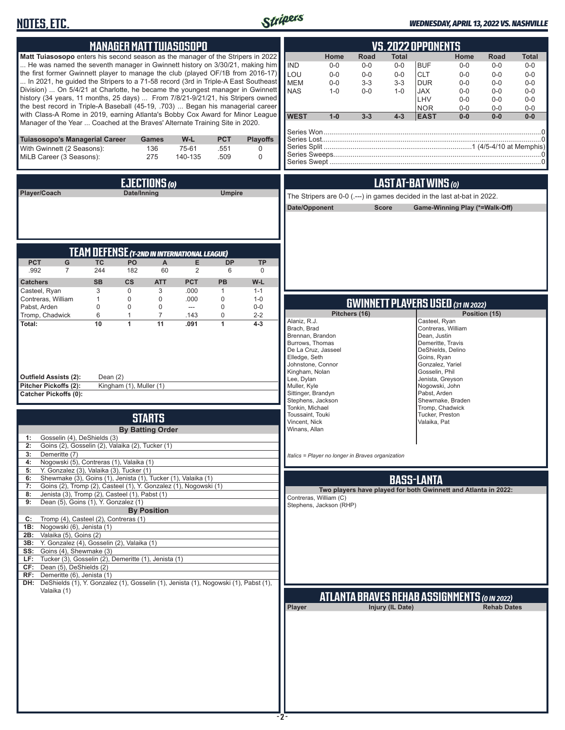## NOTES, ETC.

*WEDNESDAY, APRIL 13, 2022 VS. NASHVILLE*

## MANAGER MATT TUIASOSOPO

**Matt Tuiasosopo** enters his second season as the manager of the Stripers in 2022 ... He was named the seventh manager in Gwinnett history on 3/30/21, making him the first former Gwinnett player to manage the club (played OF/1B from 2016-17) ... In 2021, he guided the Stripers to a 71-58 record (3rd in Triple-A East Southeast Division) ... On 5/4/21 at Charlotte, he became the youngest manager in Gwinnett history (34 years, 11 months, 25 days) ... From 7/8/21-9/21/21, his Stripers owned the best record in Triple-A Baseball (45-19, .703) ... Began his managerial career with Class-A Rome in 2019, earning Atlanta's Bobby Cox Award for Minor League Manager of the Year ... Coached at the Braves' Alternate Training Site in 2020.

| Tuiasosopo's Managerial Career | Games | W-L | PCT | Playoffs |
|---|---|---|---|---|
| With Gwinnett (2 Seasons): | 136 | 75-61 | .551 | 0 |
| MiLB Career (3 Seasons): | 275 | 140-135 | .509 | 0 |

## EJECTIONS (0)

| Player/Coach | Date/Inning | Umpire |
|---|---|---|

## TEAM DEFENSE (T-2ND IN INTERNATIONAL LEAGUE)

| PCT | G | TC | PO | A | E | DP | TP |
|---|---|---|---|---|---|---|---|
| .992 | 7 | 244 | 182 | 60 | 2 | 6 | 0 |

| Catchers | SB | CS | ATT | PCT | PB | W-L |
|---|---|---|---|---|---|---|
| Casteel, Ryan | 3 | 0 | 3 | .000 | 1 | 1-1 |
| Contreras, William | 1 | 0 | 0 | .000 | 0 | 1-0 |
| Pabst, Arden | 0 | 0 | 0 | --- | 0 | 0-0 |
| Tromp, Chadwick | 6 | 1 | 7 | .143 | 0 | 2-2 |
| **Total:** | **10** | **1** | **11** | **.091** | **1** | **4-3** |

**Outfield Assists (2):** Dean (2)
**Pitcher Pickoffs (2):** Kingham (1), Muller (1)
**Catcher Pickoffs (0):**

## STARTS

**By Batting Order**

| | |
|---|---|
| 1: | Gosselin (4), DeShields (3) |
| 2: | Goins (2), Gosselin (2), Valaika (2), Tucker (1) |
| 3: | Demeritte (7) |
| 4: | Nogowski (5), Contreras (1), Valaika (1) |
| 5: | Y. Gonzalez (3), Valaika (3), Tucker (1) |
| 6: | Shewmake (3), Goins (1), Jenista (1), Tucker (1), Valaika (1) |
| 7: | Goins (2), Tromp (2), Casteel (1), Y. Gonzalez (1), Nogowski (1) |
| 8: | Jenista (3), Tromp (2), Casteel (1), Pabst (1) |
| 9: | Dean (5), Goins (1), Y. Gonzalez (1) |

**By Position**

| | |
|---|---|
| C: | Tromp (4), Casteel (2), Contreras (1) |
| 1B: | Nogowski (6), Jenista (1) |
| 2B: | Valaika (5), Goins (2) |
| 3B: | Y. Gonzalez (4), Gosselin (2), Valaika (1) |
| SS: | Goins (4), Shewmake (3) |
| LF: | Tucker (3), Gosselin (2), Demeritte (1), Jenista (1) |
| CF: | Dean (5), DeShields (2) |
| RF: | Demeritte (6), Jenista (1) |
| DH: | DeShields (1), Y. Gonzalez (1), Gosselin (1), Jenista (1), Nogowski (1), Pabst (1), Valaika (1) |

## VS. 2022 OPPONENTS

| | Home | Road | Total | | Home | Road | Total |
|---|---|---|---|---|---|---|---|
| IND | 0-0 | 0-0 | 0-0 | BUF | 0-0 | 0-0 | 0-0 |
| LOU | 0-0 | 0-0 | 0-0 | CLT | 0-0 | 0-0 | 0-0 |
| MEM | 0-0 | 3-3 | 3-3 | DUR | 0-0 | 0-0 | 0-0 |
| NAS | 1-0 | 0-0 | 1-0 | JAX | 0-0 | 0-0 | 0-0 |
| | | | | LHV | 0-0 | 0-0 | 0-0 |
| | | | | NOR | 0-0 | 0-0 | 0-0 |
| **WEST** | **1-0** | **3-3** | **4-3** | **EAST** | **0-0** | **0-0** | **0-0** |

Series Won ... 0
Series Lost ... 0
Series Split ... 1 (4/5-4/10 at Memphis)
Series Sweeps ... 0
Series Swept ... 0

## LAST AT-BAT WINS (0)

The Stripers are 0-0 (.---) in games decided in the last at-bat in 2022.

| Date/Opponent | Score | Game-Winning Play (*=Walk-Off) |
|---|---|---|

## GWINNETT PLAYERS USED (31 IN 2022)

| Pitchers (16) | Position (15) |
|---|---|
| Alaniz, R.J. | Casteel, Ryan |
| Brach, Brad | Contreras, William |
| Brennan, Brandon | Dean, Justin |
| Burrows, Thomas | Demeritte, Travis |
| De La Cruz, Jasseel | DeShields, Delino |
| Elledge, Seth | Goins, Ryan |
| Johnstone, Connor | Gonzalez, Yariel |
| Kingham, Nolan | Gosselin, Phil |
| Lee, Dylan | Jenista, Greyson |
| Muller, Kyle | Nogowski, John |
| Sittinger, Brandyn | Pabst, Arden |
| Stephens, Jackson | Shewmake, Braden |
| Tonkin, Michael | Tromp, Chadwick |
| Toussaint, Touki | Tucker, Preston |
| Vincent, Nick | Valaika, Pat |
| Winans, Allan | |

*Italics = Player no longer in Braves organization*

## BASS-LANTA

**Two players have played for both Gwinnett and Atlanta in 2022:**

Contreras, William (C)
Stephens, Jackson (RHP)

## ATLANTA BRAVES REHAB ASSIGNMENTS (0 IN 2022)

| Player | Injury (IL Date) | Rehab Dates |
|---|---|---|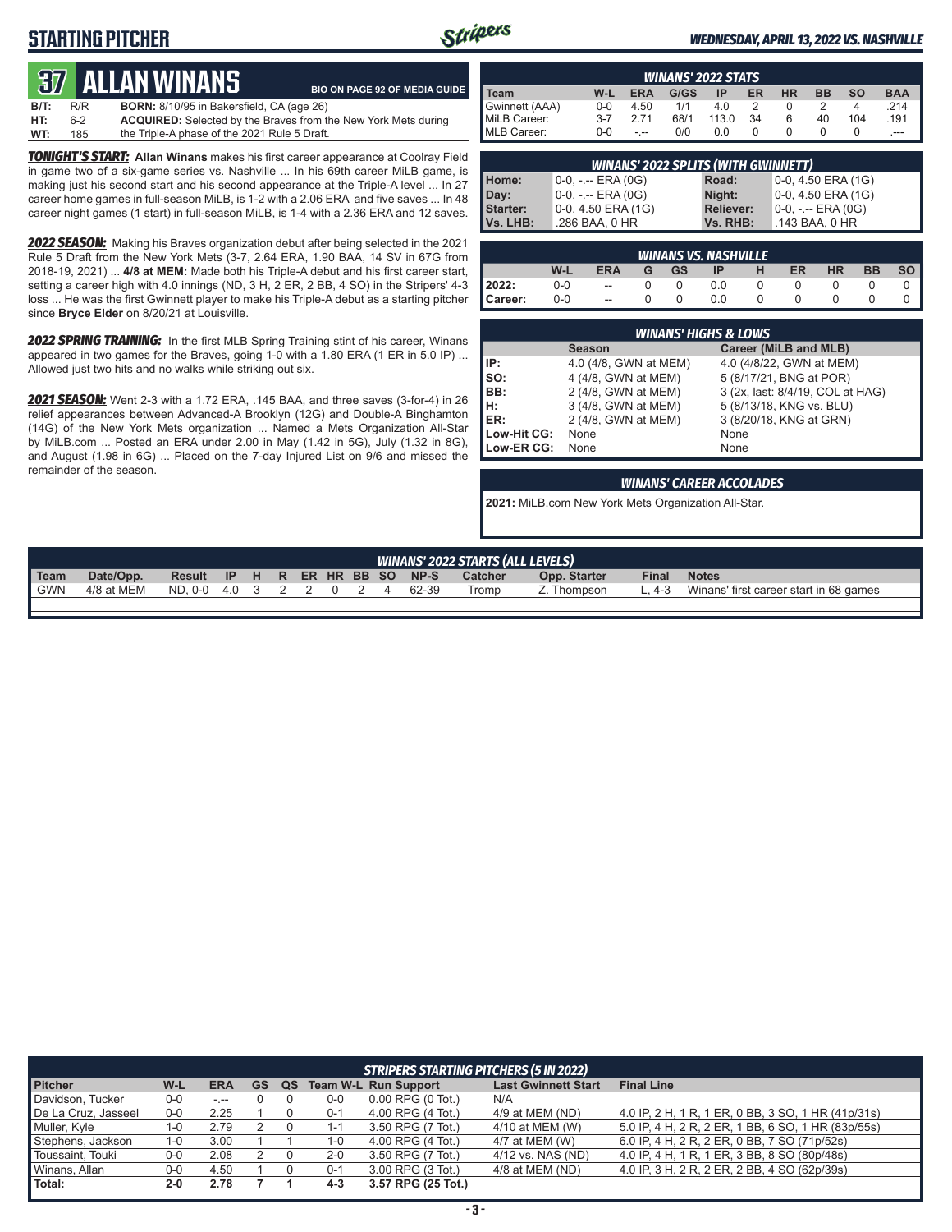# STARTING PITCHER

*WEDNESDAY, APRIL 13, 2022 VS. NASHVILLE*

## 37 ALLAN WINANS

BIO ON PAGE 92 OF MEDIA GUIDE

**B/T:** R/R  **BORN:** 8/10/95 in Bakersfield, CA (age 26)
**HT:** 6-2  **ACQUIRED:** Selected by the Braves from the New York Mets during
**WT:** 185  the Triple-A phase of the 2021 Rule 5 Draft.

***TONIGHT'S START:*** **Allan Winans** makes his first career appearance at Coolray Field in game two of a six-game series vs. Nashville ... In his 69th career MiLB game, is making just his second start and his second appearance at the Triple-A level ... In 27 career home games in full-season MiLB, is 1-2 with a 2.06 ERA and five saves ... In 48 career night games (1 start) in full-season MiLB, is 1-4 with a 2.36 ERA and 12 saves.

***2022 SEASON:*** Making his Braves organization debut after being selected in the 2021 Rule 5 Draft from the New York Mets (3-7, 2.64 ERA, 1.90 BAA, 14 SV in 67G from 2018-19, 2021) ... **4/8 at MEM:** Made both his Triple-A debut and his first career start, setting a career high with 4.0 innings (ND, 3 H, 2 ER, 2 BB, 4 SO) in the Stripers' 4-3 loss ... He was the first Gwinnett player to make his Triple-A debut as a starting pitcher since **Bryce Elder** on 8/20/21 at Louisville.

***2022 SPRING TRAINING:*** In the first MLB Spring Training stint of his career, Winans appeared in two games for the Braves, going 1-0 with a 1.80 ERA (1 ER in 5.0 IP) ... Allowed just two hits and no walks while striking out six.

***2021 SEASON:*** Went 2-3 with a 1.72 ERA, .145 BAA, and three saves (3-for-4) in 26 relief appearances between Advanced-A Brooklyn (12G) and Double-A Binghamton (14G) of the New York Mets organization ... Named a Mets Organization All-Star by MiLB.com ... Posted an ERA under 2.00 in May (1.42 in 5G), July (1.32 in 8G), and August (1.98 in 6G) ... Placed on the 7-day Injured List on 9/6 and missed the remainder of the season.

### WINANS' 2022 STATS

| Team | W-L | ERA | G/GS | IP | ER | HR | BB | SO | BAA |
|---|---|---|---|---|---|---|---|---|---|
| Gwinnett (AAA) | 0-0 | 4.50 | 1/1 | 4.0 | 2 | 0 | 2 | 4 | .214 |
| MiLB Career: | 3-7 | 2.71 | 68/1 | 113.0 | 34 | 6 | 40 | 104 | .191 |
| MLB Career: | 0-0 | -.-- | 0/0 | 0.0 | 0 | 0 | 0 | 0 | .--- |

### WINANS' 2022 SPLITS (WITH GWINNETT)

| | | | |
|---|---|---|---|
| Home: | 0-0, -.-- ERA (0G) | Road: | 0-0, 4.50 ERA (1G) |
| Day: | 0-0, -.-- ERA (0G) | Night: | 0-0, 4.50 ERA (1G) |
| Starter: | 0-0, 4.50 ERA (1G) | Reliever: | 0-0, -.-- ERA (0G) |
| Vs. LHB: | .286 BAA, 0 HR | Vs. RHB: | .143 BAA, 0 HR |

### WINANS VS. NASHVILLE

| | W-L | ERA | G | GS | IP | H | ER | HR | BB | SO |
|---|---|---|---|---|---|---|---|---|---|---|
| 2022: | 0-0 | -- | 0 | 0 | 0.0 | 0 | 0 | 0 | 0 | 0 |
| Career: | 0-0 | -- | 0 | 0 | 0.0 | 0 | 0 | 0 | 0 | 0 |

### WINANS' HIGHS & LOWS

| | Season | Career (MiLB and MLB) |
|---|---|---|
| IP: | 4.0 (4/8, GWN at MEM) | 4.0 (4/8/22, GWN at MEM) |
| SO: | 4 (4/8, GWN at MEM) | 5 (8/17/21, BNG at POR) |
| BB: | 2 (4/8, GWN at MEM) | 3 (2x, last: 8/4/19, COL at HAG) |
| H: | 3 (4/8, GWN at MEM) | 5 (8/13/18, KNG vs. BLU) |
| ER: | 2 (4/8, GWN at MEM) | 3 (8/20/18, KNG at GRN) |
| Low-Hit CG: | None | None |
| Low-ER CG: | None | None |

### WINANS' CAREER ACCOLADES

**2021:** MiLB.com New York Mets Organization All-Star.

### WINANS' 2022 STARTS (ALL LEVELS)

| Team | Date/Opp. | Result | IP | H | R | ER | HR | BB | SO | NP-S | Catcher | Opp. Starter | Final | Notes |
|---|---|---|---|---|---|---|---|---|---|---|---|---|---|---|
| GWN | 4/8 at MEM | ND, 0-0 | 4.0 | 3 | 2 | 2 | 0 | 2 | 4 | 62-39 | Tromp | Z. Thompson | L, 4-3 | Winans' first career start in 68 games |

### STRIPERS STARTING PITCHERS (5 IN 2022)

| Pitcher | W-L | ERA | GS | QS | Team W-L | Run Support | Last Gwinnett Start | Final Line |
|---|---|---|---|---|---|---|---|---|
| Davidson, Tucker | 0-0 | -.-- | 0 | 0 | 0-0 | 0.00 RPG (0 Tot.) | N/A | |
| De La Cruz, Jasseel | 0-0 | 2.25 | 1 | 0 | 0-1 | 4.00 RPG (4 Tot.) | 4/9 at MEM (ND) | 4.0 IP, 2 H, 1 R, 1 ER, 0 BB, 3 SO, 1 HR (41p/31s) |
| Muller, Kyle | 1-0 | 2.79 | 2 | 0 | 1-1 | 3.50 RPG (7 Tot.) | 4/10 at MEM (W) | 5.0 IP, 4 H, 2 R, 2 ER, 1 BB, 6 SO, 1 HR (83p/55s) |
| Stephens, Jackson | 1-0 | 3.00 | 1 | 1 | 1-0 | 4.00 RPG (4 Tot.) | 4/7 at MEM (W) | 6.0 IP, 4 H, 2 R, 2 ER, 0 BB, 7 SO (71p/52s) |
| Toussaint, Touki | 0-0 | 2.08 | 2 | 0 | 2-0 | 3.50 RPG (7 Tot.) | 4/12 vs. NAS (ND) | 4.0 IP, 4 H, 1 R, 1 ER, 3 BB, 8 SO (80p/48s) |
| Winans, Allan | 0-0 | 4.50 | 1 | 0 | 0-1 | 3.00 RPG (3 Tot.) | 4/8 at MEM (ND) | 4.0 IP, 3 H, 2 R, 2 ER, 2 BB, 4 SO (62p/39s) |
| **Total:** | **2-0** | **2.78** | **7** | **1** | **4-3** | **3.57 RPG (25 Tot.)** | | |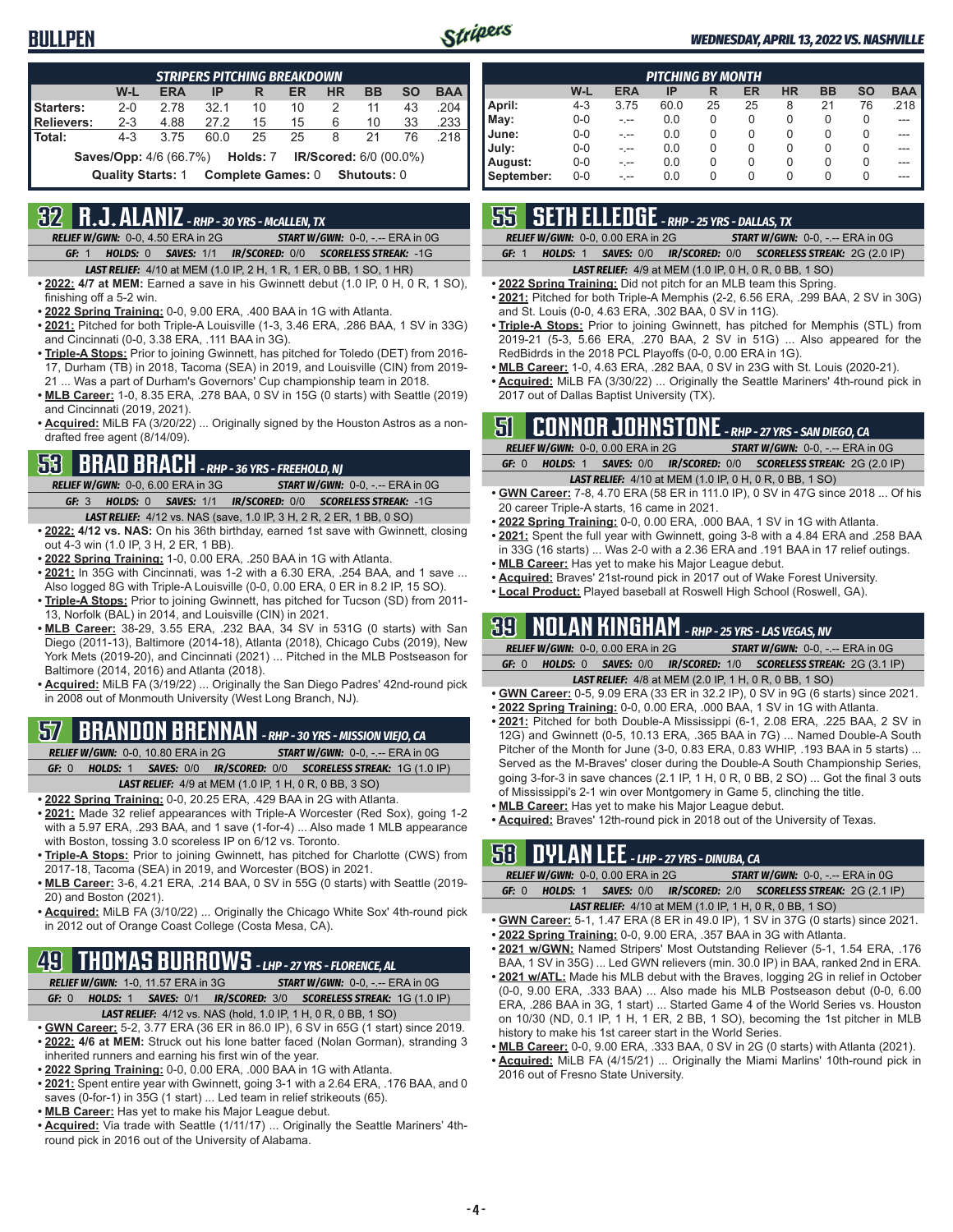# BULLPEN

*WEDNESDAY, APRIL 13, 2022 VS. NASHVILLE*

| STRIPERS PITCHING BREAKDOWN | W-L | ERA | IP | R | ER | HR | BB | SO | BAA |
|---|---|---|---|---|---|---|---|---|---|
| Starters: | 2-0 | 2.78 | 32.1 | 10 | 10 | 2 | 11 | 43 | .204 |
| Relievers: | 2-3 | 4.88 | 27.2 | 15 | 15 | 6 | 10 | 33 | .233 |
| Total: | 4-3 | 3.75 | 60.0 | 25 | 25 | 8 | 21 | 76 | .218 |

**Saves/Opp:** 4/6 (66.7%) **Holds:** 7 **IR/Scored:** 6/0 (00.0%)

**Quality Starts:** 1 **Complete Games:** 0 **Shutouts:** 0

| PITCHING BY MONTH | W-L | ERA | IP | R | ER | HR | BB | SO | BAA |
|---|---|---|---|---|---|---|---|---|---|
| April: | 4-3 | 3.75 | 60.0 | 25 | 25 | 8 | 21 | 76 | .218 |
| May: | 0-0 | -.-- | 0.0 | 0 | 0 | 0 | 0 | 0 | --- |
| June: | 0-0 | -.-- | 0.0 | 0 | 0 | 0 | 0 | 0 | --- |
| July: | 0-0 | -.-- | 0.0 | 0 | 0 | 0 | 0 | 0 | --- |
| August: | 0-0 | -.-- | 0.0 | 0 | 0 | 0 | 0 | 0 | --- |
| September: | 0-0 | -.-- | 0.0 | 0 | 0 | 0 | 0 | 0 | --- |

## 32 R.J. ALANIZ - RHP - 30 YRS - McALLEN, TX

*RELIEF W/GWN:* 0-0, 4.50 ERA in 2G *START W/GWN:* 0-0, -.-- ERA in 0G
*GF:* 1 *HOLDS:* 0 *SAVES:* 1/1 *IR/SCORED:* 0/0 *SCORELESS STREAK:* -1G
*LAST RELIEF:* 4/10 at MEM (1.0 IP, 2 H, 1 R, 1 ER, 0 BB, 1 SO, 1 HR)

- **2022: 4/7 at MEM:** Earned a save in his Gwinnett debut (1.0 IP, 0 H, 0 R, 1 SO), finishing off a 5-2 win.
- **2022 Spring Training:** 0-0, 9.00 ERA, .400 BAA in 1G with Atlanta.
- **2021:** Pitched for both Triple-A Louisville (1-3, 3.46 ERA, .286 BAA, 1 SV in 33G) and Cincinnati (0-0, 3.38 ERA, .111 BAA in 3G).
- **Triple-A Stops:** Prior to joining Gwinnett, has pitched for Toledo (DET) from 2016-17, Durham (TB) in 2018, Tacoma (SEA) in 2019, and Louisville (CIN) from 2019-21 ... Was a part of Durham's Governors' Cup championship team in 2018.
- **MLB Career:** 1-0, 8.35 ERA, .278 BAA, 0 SV in 15G (0 starts) with Seattle (2019) and Cincinnati (2019, 2021).
- **Acquired:** MiLB FA (3/20/22) ... Originally signed by the Houston Astros as a non-drafted free agent (8/14/09).

## 53 BRAD BRACH - RHP - 36 YRS - FREEHOLD, NJ

*RELIEF W/GWN:* 0-0, 6.00 ERA in 3G *START W/GWN:* 0-0, -.-- ERA in 0G
*GF:* 3 *HOLDS:* 0 *SAVES:* 1/1 *IR/SCORED:* 0/0 *SCORELESS STREAK:* -1G
*LAST RELIEF:* 4/12 vs. NAS (save, 1.0 IP, 3 H, 2 R, 2 ER, 1 BB, 0 SO)

- **2022: 4/12 vs. NAS:** On his 36th birthday, earned 1st save with Gwinnett, closing out 4-3 win (1.0 IP, 3 H, 2 ER, 1 BB).
- **2022 Spring Training:** 1-0, 0.00 ERA, .250 BAA in 1G with Atlanta.
- **2021:** In 35G with Cincinnati, was 1-2 with a 6.30 ERA, .254 BAA, and 1 save ... Also logged 8G with Triple-A Louisville (0-0, 0.00 ERA, 0 ER in 8.2 IP, 15 SO).
- **Triple-A Stops:** Prior to joining Gwinnett, has pitched for Tucson (SD) from 2011-13, Norfolk (BAL) in 2014, and Louisville (CIN) in 2021.
- **MLB Career:** 38-29, 3.55 ERA, .232 BAA, 34 SV in 531G (0 starts) with San Diego (2011-13), Baltimore (2014-18), Atlanta (2018), Chicago Cubs (2019), New York Mets (2019-20), and Cincinnati (2021) ... Pitched in the MLB Postseason for Baltimore (2014, 2016) and Atlanta (2018).
- **Acquired:** MiLB FA (3/19/22) ... Originally the San Diego Padres' 42nd-round pick in 2008 out of Monmouth University (West Long Branch, NJ).

## 57 BRANDON BRENNAN - RHP - 30 YRS - MISSION VIEJO, CA

*RELIEF W/GWN:* 0-0, 10.80 ERA in 2G *START W/GWN:* 0-0, -.-- ERA in 0G
*GF:* 0 *HOLDS:* 1 *SAVES:* 0/0 *IR/SCORED:* 0/0 *SCORELESS STREAK:* 1G (1.0 IP)
*LAST RELIEF:* 4/9 at MEM (1.0 IP, 1 H, 0 R, 0 BB, 3 SO)

- **2022 Spring Training:** 0-0, 20.25 ERA, .429 BAA in 2G with Atlanta.
- **2021:** Made 32 relief appearances with Triple-A Worcester (Red Sox), going 1-2 with a 5.97 ERA, .293 BAA, and 1 save (1-for-4) ... Also made 1 MLB appearance with Boston, tossing 3.0 scoreless IP on 6/12 vs. Toronto.
- **Triple-A Stops:** Prior to joining Gwinnett, has pitched for Charlotte (CWS) from 2017-18, Tacoma (SEA) in 2019, and Worcester (BOS) in 2021.
- **MLB Career:** 3-6, 4.21 ERA, .214 BAA, 0 SV in 55G (0 starts) with Seattle (2019-20) and Boston (2021).
- **Acquired:** MiLB FA (3/10/22) ... Originally the Chicago White Sox' 4th-round pick in 2012 out of Orange Coast College (Costa Mesa, CA).

## 49 THOMAS BURROWS - LHP - 27 YRS - FLORENCE, AL

*RELIEF W/GWN:* 1-0, 11.57 ERA in 3G *START W/GWN:* 0-0, -.-- ERA in 0G
*GF:* 0 *HOLDS:* 1 *SAVES:* 0/1 *IR/SCORED:* 3/0 *SCORELESS STREAK:* 1G (1.0 IP)
*LAST RELIEF:* 4/12 vs. NAS (hold, 1.0 IP, 1 H, 0 R, 0 BB, 1 SO)

- **GWN Career:** 5-2, 3.77 ERA (36 ER in 86.0 IP), 6 SV in 65G (1 start) since 2019.
- **2022: 4/6 at MEM:** Struck out his lone batter faced (Nolan Gorman), stranding 3 inherited runners and earning his first win of the year.
- **2022 Spring Training:** 0-0, 0.00 ERA, .000 BAA in 1G with Atlanta.
- **2021:** Spent entire year with Gwinnett, going 3-1 with a 2.64 ERA, .176 BAA, and 0 saves (0-for-1) in 35G (1 start) ... Led team in relief strikeouts (65).
- **MLB Career:** Has yet to make his Major League debut.
- **Acquired:** Via trade with Seattle (1/11/17) ... Originally the Seattle Mariners' 4th-round pick in 2016 out of the University of Alabama.

## 55 SETH ELLEDGE - RHP - 25 YRS - DALLAS, TX

*RELIEF W/GWN:* 0-0, 0.00 ERA in 2G *START W/GWN:* 0-0, -.-- ERA in 0G
*GF:* 1 *HOLDS:* 1 *SAVES:* 0/0 *IR/SCORED:* 0/0 *SCORELESS STREAK:* 2G (2.0 IP)
*LAST RELIEF:* 4/9 at MEM (1.0 IP, 0 H, 0 R, 0 BB, 1 SO)

- **2022 Spring Training:** Did not pitch for an MLB team this Spring.
- **2021:** Pitched for both Triple-A Memphis (2-2, 6.56 ERA, .299 BAA, 2 SV in 30G) and St. Louis (0-0, 4.63 ERA, .302 BAA, 0 SV in 11G).
- **Triple-A Stops:** Prior to joining Gwinnett, has pitched for Memphis (STL) from 2019-21 (5-3, 5.66 ERA, .270 BAA, 2 SV in 51G) ... Also appeared for the RedBidrds in the 2018 PCL Playoffs (0-0, 0.00 ERA in 1G).
- **MLB Career:** 1-0, 4.63 ERA, .282 BAA, 0 SV in 23G with St. Louis (2020-21).
- **Acquired:** MiLB FA (3/30/22) ... Originally the Seattle Mariners' 4th-round pick in 2017 out of Dallas Baptist University (TX).

## 51 CONNOR JOHNSTONE - RHP - 27 YRS - SAN DIEGO, CA

*RELIEF W/GWN:* 0-0, 0.00 ERA in 2G *START W/GWN:* 0-0, -.-- ERA in 0G
*GF:* 0 *HOLDS:* 1 *SAVES:* 0/0 *IR/SCORED:* 0/0 *SCORELESS STREAK:* 2G (2.0 IP)
*LAST RELIEF:* 4/10 at MEM (1.0 IP, 0 H, 0 R, 0 BB, 1 SO)

- **GWN Career:** 7-8, 4.70 ERA (58 ER in 111.0 IP), 0 SV in 47G since 2018 ... Of his 20 career Triple-A starts, 16 came in 2021.
- **2022 Spring Training:** 0-0, 0.00 ERA, .000 BAA, 1 SV in 1G with Atlanta.
- **2021:** Spent the full year with Gwinnett, going 3-8 with a 4.84 ERA and .258 BAA in 33G (16 starts) ... Was 2-0 with a 2.36 ERA and .191 BAA in 17 relief outings.
- **MLB Career:** Has yet to make his Major League debut.
- **Acquired:** Braves' 21st-round pick in 2017 out of Wake Forest University.
- **Local Product:** Played baseball at Roswell High School (Roswell, GA).

## 39 NOLAN KINGHAM - RHP - 25 YRS - LAS VEGAS, NV

*RELIEF W/GWN:* 0-0, 0.00 ERA in 2G *START W/GWN:* 0-0, -.-- ERA in 0G
*GF:* 0 *HOLDS:* 0 *SAVES:* 0/0 *IR/SCORED:* 1/0 *SCORELESS STREAK:* 2G (3.1 IP)
*LAST RELIEF:* 4/8 at MEM (2.0 IP, 1 H, 0 R, 0 BB, 1 SO)

- **GWN Career:** 0-5, 9.09 ERA (33 ER in 32.2 IP), 0 SV in 9G (6 starts) since 2021.
- **2022 Spring Training:** 0-0, 0.00 ERA, .000 BAA, 1 SV in 1G with Atlanta.
- **2021:** Pitched for both Double-A Mississippi (6-1, 2.08 ERA, .225 BAA, 2 SV in 12G) and Gwinnett (0-5, 10.13 ERA, .365 BAA in 7G) ... Named Double-A South Pitcher of the Month for June (3-0, 0.83 ERA, 0.83 WHIP, .193 BAA in 5 starts) ... Served as the M-Braves' closer during the Double-A South Championship Series, going 3-for-3 in save chances (2.1 IP, 1 H, 0 R, 0 BB, 2 SO) ... Got the final 3 outs of Mississippi's 2-1 win over Montgomery in Game 5, clinching the title.
- **MLB Career:** Has yet to make his Major League debut.
- **Acquired:** Braves' 12th-round pick in 2018 out of the University of Texas.

## 58 DYLAN LEE - LHP - 27 YRS - DINUBA, CA

*RELIEF W/GWN:* 0-0, 0.00 ERA in 2G *START W/GWN:* 0-0, -.-- ERA in 0G
*GF:* 0 *HOLDS:* 1 *SAVES:* 0/0 *IR/SCORED:* 2/0 *SCORELESS STREAK:* 2G (2.1 IP)
*LAST RELIEF:* 4/10 at MEM (1.0 IP, 1 H, 0 R, 0 BB, 1 SO)

- **GWN Career:** 5-1, 1.47 ERA (8 ER in 49.0 IP), 1 SV in 37G (0 starts) since 2021.
- **2022 Spring Training:** 0-0, 9.00 ERA, .357 BAA in 3G with Atlanta.
- **2021 w/GWN:** Named Stripers' Most Outstanding Reliever (5-1, 1.54 ERA, .176 BAA, 1 SV in 35G) ... Led GWN relievers (min. 30.0 IP) in BAA, ranked 2nd in ERA.
- **2021 w/ATL:** Made his MLB debut with the Braves, logging 2G in relief in October (0-0, 9.00 ERA, .333 BAA) ... Also made his MLB Postseason debut (0-0, 6.00 ERA, .286 BAA in 3G, 1 start) ... Started Game 4 of the World Series vs. Houston on 10/30 (ND, 0.1 IP, 1 H, 1 ER, 2 BB, 1 SO), becoming the 1st pitcher in MLB history to make his 1st career start in the World Series.
- **MLB Career:** 0-0, 9.00 ERA, .333 BAA, 0 SV in 2G (0 starts) with Atlanta (2021).
- **Acquired:** MiLB FA (4/15/21) ... Originally the Miami Marlins' 10th-round pick in 2016 out of Fresno State University.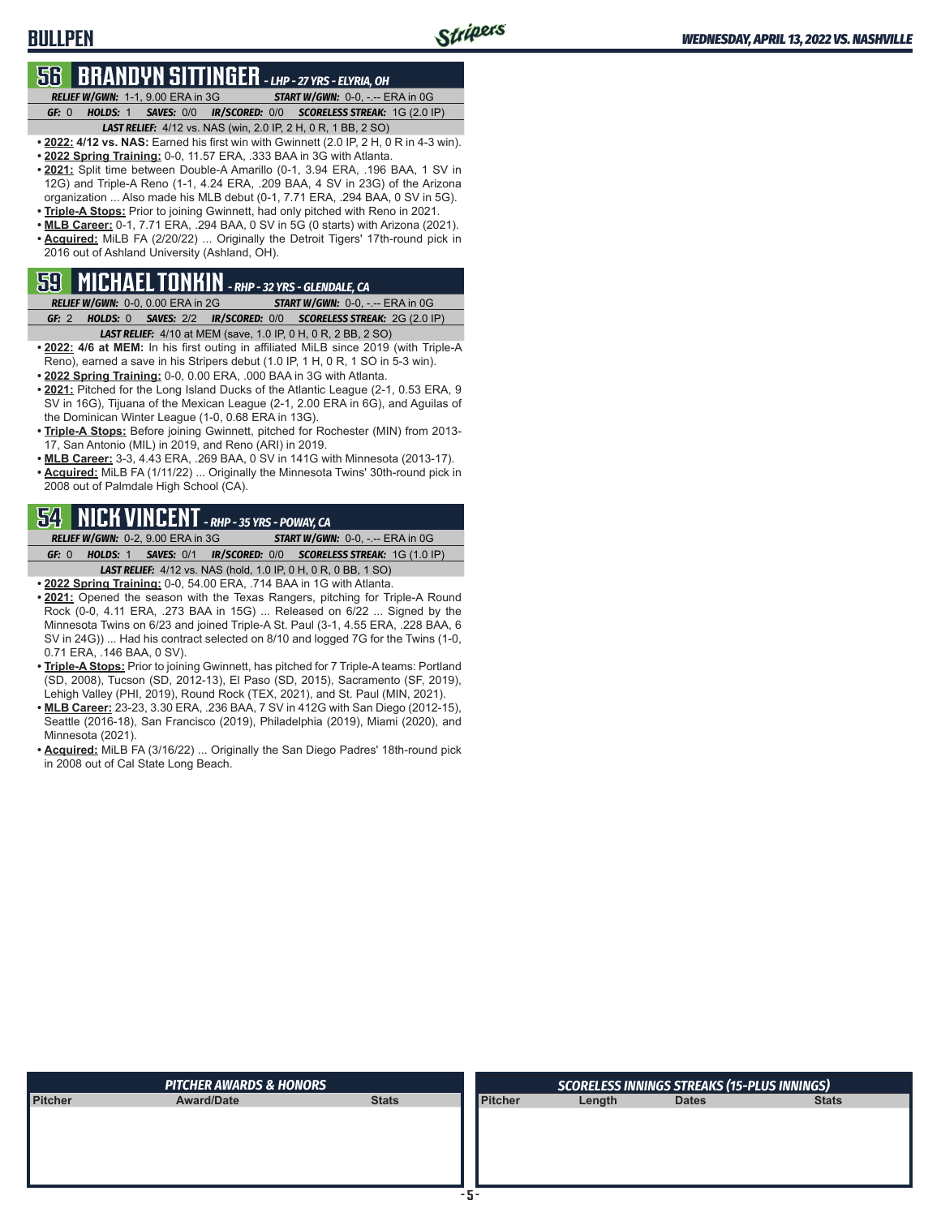# BULLPEN

## 56 BRANDYN SITTINGER - LHP - 27 YRS - ELYRIA, OH

**RELIEF W/GWN:** 1-1, 9.00 ERA in 3G | **START W/GWN:** 0-0, -.-- ERA in 0G

**GF:** 0 | **HOLDS:** 1 | **SAVES:** 0/0 | **IR/SCORED:** 0/0 | **SCORELESS STREAK:** 1G (2.0 IP)

**LAST RELIEF:** 4/12 vs. NAS (win, 2.0 IP, 2 H, 0 R, 1 BB, 2 SO)

- **2022: 4/12 vs. NAS:** Earned his first win with Gwinnett (2.0 IP, 2 H, 0 R in 4-3 win).
- **2022 Spring Training:** 0-0, 11.57 ERA, .333 BAA in 3G with Atlanta.
- **2021:** Split time between Double-A Amarillo (0-1, 3.94 ERA, .196 BAA, 1 SV in 12G) and Triple-A Reno (1-1, 4.24 ERA, .209 BAA, 4 SV in 23G) of the Arizona organization ... Also made his MLB debut (0-1, 7.71 ERA, .294 BAA, 0 SV in 5G).
- **Triple-A Stops:** Prior to joining Gwinnett, had only pitched with Reno in 2021.
- **MLB Career:** 0-1, 7.71 ERA, .294 BAA, 0 SV in 5G (0 starts) with Arizona (2021).
- **Acquired:** MiLB FA (2/20/22) ... Originally the Detroit Tigers' 17th-round pick in 2016 out of Ashland University (Ashland, OH).

## 59 MICHAEL TONKIN - RHP - 32 YRS - GLENDALE, CA

**RELIEF W/GWN:** 0-0, 0.00 ERA in 2G | **START W/GWN:** 0-0, -.-- ERA in 0G

**GF:** 2 | **HOLDS:** 0 | **SAVES:** 2/2 | **IR/SCORED:** 0/0 | **SCORELESS STREAK:** 2G (2.0 IP)

**LAST RELIEF:** 4/10 at MEM (save, 1.0 IP, 0 H, 0 R, 2 BB, 2 SO)

- **2022: 4/6 at MEM:** In his first outing in affiliated MiLB since 2019 (with Triple-A Reno), earned a save in his Stripers debut (1.0 IP, 1 H, 0 R, 1 SO in 5-3 win).
- **2022 Spring Training:** 0-0, 0.00 ERA, .000 BAA in 3G with Atlanta.
- **2021:** Pitched for the Long Island Ducks of the Atlantic League (2-1, 0.53 ERA, 9 SV in 16G), Tijuana of the Mexican League (2-1, 2.00 ERA in 6G), and Aguilas of the Dominican Winter League (1-0, 0.68 ERA in 13G).
- **Triple-A Stops:** Before joining Gwinnett, pitched for Rochester (MIN) from 2013-17, San Antonio (MIL) in 2019, and Reno (ARI) in 2019.
- **MLB Career:** 3-3, 4.43 ERA, .269 BAA, 0 SV in 141G with Minnesota (2013-17).
- **Acquired:** MiLB FA (1/11/22) ... Originally the Minnesota Twins' 30th-round pick in 2008 out of Palmdale High School (CA).

## 54 NICK VINCENT - RHP - 35 YRS - POWAY, CA

**RELIEF W/GWN:** 0-2, 9.00 ERA in 3G | **START W/GWN:** 0-0, -.-- ERA in 0G

**GF:** 0 | **HOLDS:** 1 | **SAVES:** 0/1 | **IR/SCORED:** 0/0 | **SCORELESS STREAK:** 1G (1.0 IP)

**LAST RELIEF:** 4/12 vs. NAS (hold, 1.0 IP, 0 H, 0 R, 0 BB, 1 SO)

- **2022 Spring Training:** 0-0, 54.00 ERA, .714 BAA in 1G with Atlanta.
- **2021:** Opened the season with the Texas Rangers, pitching for Triple-A Round Rock (0-0, 4.11 ERA, .273 BAA in 15G) ... Released on 6/22 ... Signed by the Minnesota Twins on 6/23 and joined Triple-A St. Paul (3-1, 4.55 ERA, .228 BAA, 6 SV in 24G)) ... Had his contract selected on 8/10 and logged 7G for the Twins (1-0, 0.71 ERA, .146 BAA, 0 SV).
- **Triple-A Stops:** Prior to joining Gwinnett, has pitched for 7 Triple-A teams: Portland (SD, 2008), Tucson (SD, 2012-13), El Paso (SD, 2015), Sacramento (SF, 2019), Lehigh Valley (PHI, 2019), Round Rock (TEX, 2021), and St. Paul (MIN, 2021).
- **MLB Career:** 23-23, 3.30 ERA, .236 BAA, 7 SV in 412G with San Diego (2012-15), Seattle (2016-18), San Francisco (2019), Philadelphia (2019), Miami (2020), and Minnesota (2021).
- **Acquired:** MiLB FA (3/16/22) ... Originally the San Diego Padres' 18th-round pick in 2008 out of Cal State Long Beach.

### PITCHER AWARDS & HONORS

| Pitcher | Award/Date | Stats |
|---|---|---|
| | | |

### SCORELESS INNINGS STREAKS (15-PLUS INNINGS)

| Pitcher | Length | Dates | Stats |
|---|---|---|---|
| | | | |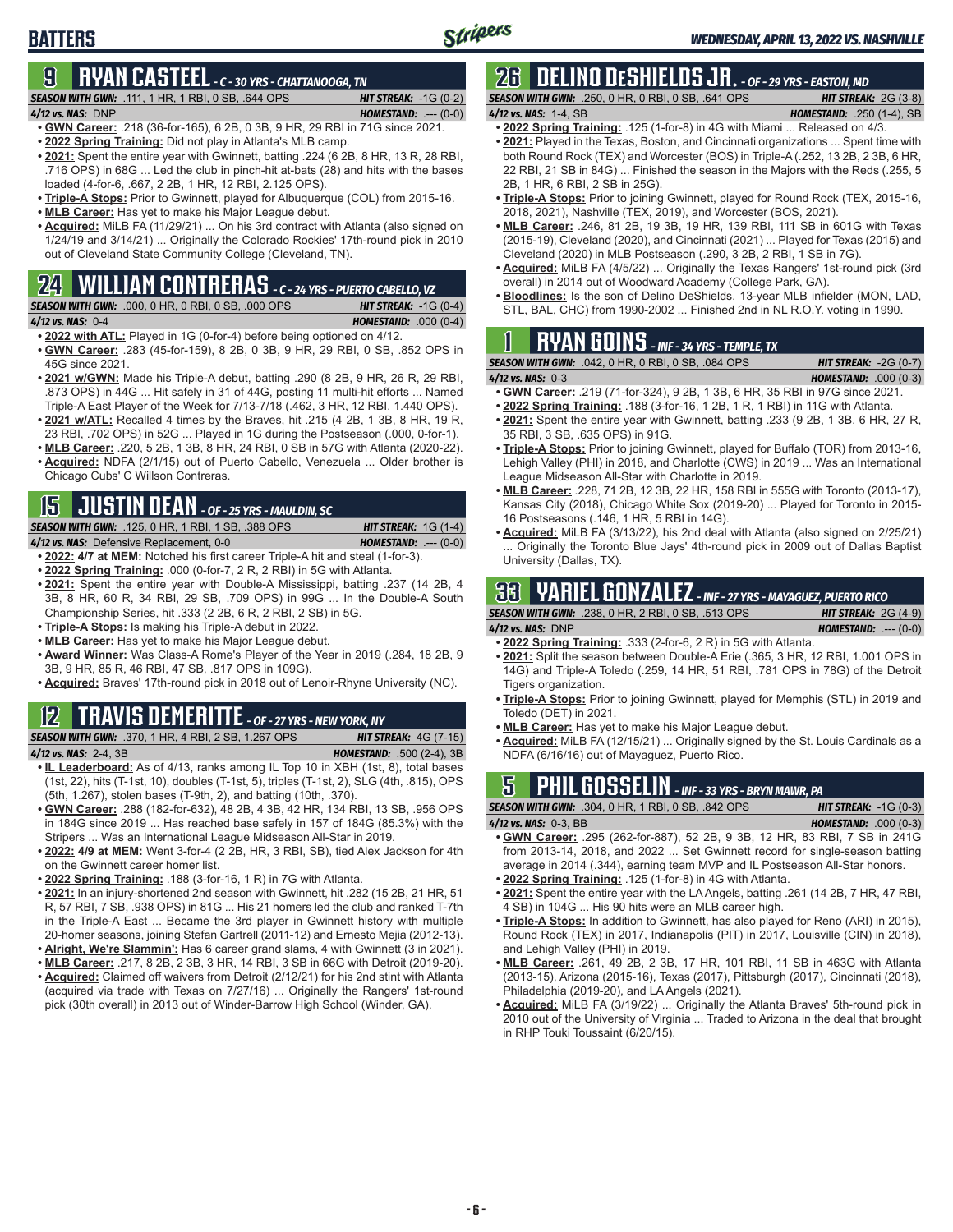# BATTERS

## 9 RYAN CASTEEL - *C - 30 YRS - CHATTANOOGA, TN*

**SEASON WITH GWN:** .111, 1 HR, 1 RBI, 0 SB, .644 OPS — **HIT STREAK:** -1G (0-2)
**4/12 vs. NAS:** DNP — **HOMESTAND:** .--- (0-0)

- **GWN Career:** .218 (36-for-165), 6 2B, 0 3B, 9 HR, 29 RBI in 71G since 2021.
- **2022 Spring Training:** Did not play in Atlanta's MLB camp.
- **2021:** Spent the entire year with Gwinnett, batting .224 (6 2B, 8 HR, 13 R, 28 RBI, .716 OPS) in 68G ... Led the club in pinch-hit at-bats (28) and hits with the bases loaded (4-for-6, .667, 2 2B, 1 HR, 12 RBI, 2.125 OPS).
- **Triple-A Stops:** Prior to Gwinnett, played for Albuquerque (COL) from 2015-16.
- **MLB Career:** Has yet to make his Major League debut.
- **Acquired:** MiLB FA (11/29/21) ... On his 3rd contract with Atlanta (also signed on 1/24/19 and 3/14/21) ... Originally the Colorado Rockies' 17th-round pick in 2010 out of Cleveland State Community College (Cleveland, TN).

## 24 WILLIAM CONTRERAS - *C - 24 YRS - PUERTO CABELLO, VZ*

**SEASON WITH GWN:** .000, 0 HR, 0 RBI, 0 SB, .000 OPS — **HIT STREAK:** -1G (0-4)
**4/12 vs. NAS:** 0-4 — **HOMESTAND:** .000 (0-4)

- **2022 with ATL:** Played in 1G (0-for-4) before being optioned on 4/12.
- **GWN Career:** .283 (45-for-159), 8 2B, 0 3B, 9 HR, 29 RBI, 0 SB, .852 OPS in 45G since 2021.
- **2021 w/GWN:** Made his Triple-A debut, batting .290 (8 2B, 9 HR, 26 R, 29 RBI, .873 OPS) in 44G ... Hit safely in 31 of 44G, posting 11 multi-hit efforts ... Named Triple-A East Player of the Week for 7/13-7/18 (.462, 3 HR, 12 RBI, 1.440 OPS).
- **2021 w/ATL:** Recalled 4 times by the Braves, hit .215 (4 2B, 1 3B, 8 HR, 19 R, 23 RBI, .702 OPS) in 52G ... Played in 1G during the Postseason (.000, 0-for-1).
- **MLB Career:** .220, 5 2B, 1 3B, 8 HR, 24 RBI, 0 SB in 57G with Atlanta (2020-22).
- **Acquired:** NDFA (2/1/15) out of Puerto Cabello, Venezuela ... Older brother is Chicago Cubs' C Willson Contreras.

## 15 JUSTIN DEAN - *OF - 25 YRS - MAULDIN, SC*

**SEASON WITH GWN:** .125, 0 HR, 1 RBI, 1 SB, .388 OPS — **HIT STREAK:** 1G (1-4)
**4/12 vs. NAS:** Defensive Replacement, 0-0 — **HOMESTAND:** .--- (0-0)

- **2022:** 4/7 at MEM: Notched his first career Triple-A hit and steal (1-for-3).
- **2022 Spring Training:** .000 (0-for-7, 2 R, 2 RBI) in 5G with Atlanta.
- **2021:** Spent the entire year with Double-A Mississippi, batting .237 (14 2B, 4 3B, 8 HR, 60 R, 34 RBI, 29 SB, .709 OPS) in 99G ... In the Double-A South Championship Series, hit .333 (2 2B, 6 R, 2 RBI, 2 SB) in 5G.
- **Triple-A Stops:** Is making his Triple-A debut in 2022.
- **MLB Career:** Has yet to make his Major League debut.
- **Award Winner:** Was Class-A Rome's Player of the Year in 2019 (.284, 18 2B, 9 3B, 9 HR, 85 R, 46 RBI, 47 SB, .817 OPS in 109G).
- **Acquired:** Braves' 17th-round pick in 2018 out of Lenoir-Rhyne University (NC).

## 12 TRAVIS DEMERITTE - *OF - 27 YRS - NEW YORK, NY*

**SEASON WITH GWN:** .370, 1 HR, 4 RBI, 2 SB, 1.267 OPS — **HIT STREAK:** 4G (7-15)
**4/12 vs. NAS:** 2-4, 3B — **HOMESTAND:** .500 (2-4), 3B

- **IL Leaderboard:** As of 4/13, ranks among IL Top 10 in XBH (1st, 8), total bases (1st, 22), hits (T-1st, 10), doubles (T-1st, 5), triples (T-1st, 2), SLG (4th, .815), OPS (5th, 1.267), stolen bases (T-9th, 2), and batting (10th, .370).
- **GWN Career:** .288 (182-for-632), 48 2B, 4 3B, 42 HR, 134 RBI, 13 SB, .956 OPS in 184G since 2019 ... Has reached base safely in 157 of 184G (85.3%) with the Stripers ... Was an International League Midseason All-Star in 2019.
- **2022:** 4/9 at MEM: Went 3-for-4 (2 2B, HR, 3 RBI, SB), tied Alex Jackson for 4th on the Gwinnett career homer list.
- **2022 Spring Training:** .188 (3-for-16, 1 R) in 7G with Atlanta.
- **2021:** In an injury-shortened 2nd season with Gwinnett, hit .282 (15 2B, 21 HR, 51 R, 57 RBI, 7 SB, .938 OPS) in 81G ... His 21 homers led the club and ranked T-7th in the Triple-A East ... Became the 3rd player in Gwinnett history with multiple 20-homer seasons, joining Stefan Gartrell (2011-12) and Ernesto Mejia (2012-13).
- **Alright, We're Slammin':** Has 6 career grand slams, 4 with Gwinnett (3 in 2021).
- **MLB Career:** .217, 8 2B, 2 3B, 3 HR, 14 RBI, 3 SB in 66G with Detroit (2019-20).
- **Acquired:** Claimed off waivers from Detroit (2/12/21) for his 2nd stint with Atlanta (acquired via trade with Texas on 7/27/16) ... Originally the Rangers' 1st-round pick (30th overall) in 2013 out of Winder-Barrow High School (Winder, GA).

## 26 DELINO DESHIELDS JR. - *OF - 29 YRS - EASTON, MD*

**SEASON WITH GWN:** .250, 0 HR, 0 RBI, 0 SB, .641 OPS — **HIT STREAK:** 2G (3-8)
**4/12 vs. NAS:** 1-4, SB — **HOMESTAND:** .250 (1-4), SB

- **2022 Spring Training:** .125 (1-for-8) in 4G with Miami ... Released on 4/3.
- **2021:** Played in the Texas, Boston, and Cincinnati organizations ... Spent time with both Round Rock (TEX) and Worcester (BOS) in Triple-A (.252, 13 2B, 2 3B, 6 HR, 22 RBI, 21 SB in 84G) ... Finished the season in the Majors with the Reds (.255, 5 2B, 1 HR, 6 RBI, 2 SB in 25G).
- **Triple-A Stops:** Prior to joining Gwinnett, played for Round Rock (TEX, 2015-16, 2018, 2021), Nashville (TEX, 2019), and Worcester (BOS, 2021).
- **MLB Career:** .246, 81 2B, 19 3B, 19 HR, 139 RBI, 111 SB in 601G with Texas (2015-19), Cleveland (2020), and Cincinnati (2021) ... Played for Texas (2015) and Cleveland (2020) in MLB Postseason (.290, 3 2B, 2 RBI, 1 SB in 7G).
- **Acquired:** MiLB FA (4/5/22) ... Originally the Texas Rangers' 1st-round pick (3rd overall) in 2014 out of Woodward Academy (College Park, GA).
- **Bloodlines:** Is the son of Delino DeShields, 13-year MLB infielder (MON, LAD, STL, BAL, CHC) from 1990-2002 ... Finished 2nd in NL R.O.Y. voting in 1990.

## 1 RYAN GOINS - *INF - 34 YRS - TEMPLE, TX*

**SEASON WITH GWN:** .042, 0 HR, 0 RBI, 0 SB, .084 OPS — **HIT STREAK:** -2G (0-7)
**4/12 vs. NAS:** 0-3 — **HOMESTAND:** .000 (0-3)

- **GWN Career:** .219 (71-for-324), 9 2B, 1 3B, 6 HR, 35 RBI in 97G since 2021.
- **2022 Spring Training:** .188 (3-for-16, 1 2B, 1 R, 1 RBI) in 11G with Atlanta.
- **2021:** Spent the entire year with Gwinnett, batting .233 (9 2B, 1 3B, 6 HR, 27 R, 35 RBI, 3 SB, .635 OPS) in 91G.
- **Triple-A Stops:** Prior to joining Gwinnett, played for Buffalo (TOR) from 2013-16, Lehigh Valley (PHI) in 2018, and Charlotte (CWS) in 2019 ... Was an International League Midseason All-Star with Charlotte in 2019.
- **MLB Career:** .228, 71 2B, 12 3B, 22 HR, 158 RBI in 555G with Toronto (2013-17), Kansas City (2018), Chicago White Sox (2019-20) ... Played for Toronto in 2015-16 Postseasons (.146, 1 HR, 5 RBI in 14G).
- **Acquired:** MiLB FA (3/13/22), his 2nd deal with Atlanta (also signed on 2/25/21) ... Originally the Toronto Blue Jays' 4th-round pick in 2009 out of Dallas Baptist University (Dallas, TX).

## 33 YARIEL GONZALEZ - *INF - 27 YRS - MAYAGUEZ, PUERTO RICO*

**SEASON WITH GWN:** .238, 0 HR, 2 RBI, 0 SB, .513 OPS — **HIT STREAK:** 2G (4-9)
**4/12 vs. NAS:** DNP — **HOMESTAND:** .--- (0-0)

- **2022 Spring Training:** .333 (2-for-6, 2 R) in 5G with Atlanta.
- **2021:** Split the season between Double-A Erie (.365, 3 HR, 12 RBI, 1.001 OPS in 14G) and Triple-A Toledo (.259, 14 HR, 51 RBI, .781 OPS in 78G) of the Detroit Tigers organization.
- **Triple-A Stops:** Prior to joining Gwinnett, played for Memphis (STL) in 2019 and Toledo (DET) in 2021.
- **MLB Career:** Has yet to make his Major League debut.
- **Acquired:** MiLB FA (12/15/21) ... Originally signed by the St. Louis Cardinals as a NDFA (6/16/16) out of Mayaguez, Puerto Rico.

## 5 PHIL GOSSELIN - *INF - 33 YRS - BRYN MAWR, PA*

**SEASON WITH GWN:** .304, 0 HR, 1 RBI, 0 SB, .842 OPS — **HIT STREAK:** -1G (0-3)
**4/12 vs. NAS:** 0-3, BB — **HOMESTAND:** .000 (0-3)

- **GWN Career:** .295 (262-for-887), 52 2B, 9 3B, 12 HR, 83 RBI, 7 SB in 241G from 2013-14, 2018, and 2022 ... Set Gwinnett record for single-season batting average in 2014 (.344), earning team MVP and IL Postseason All-Star honors.
- **2022 Spring Training:** .125 (1-for-8) in 4G with Atlanta.
- **2021:** Spent the entire year with the LA Angels, batting .261 (14 2B, 7 HR, 47 RBI, 4 SB) in 104G ... His 90 hits were an MLB career high.
- **Triple-A Stops:** In addition to Gwinnett, has also played for Reno (ARI) in 2015), Round Rock (TEX) in 2017, Indianapolis (PIT) in 2017, Louisville (CIN) in 2018), and Lehigh Valley (PHI) in 2019.
- **MLB Career:** .261, 49 2B, 2 3B, 17 HR, 101 RBI, 11 SB in 463G with Atlanta (2013-15), Arizona (2015-16), Texas (2017), Pittsburgh (2017), Cincinnati (2018), Philadelphia (2019-20), and LA Angels (2021).
- **Acquired:** MiLB FA (3/19/22) ... Originally the Atlanta Braves' 5th-round pick in 2010 out of the University of Virginia ... Traded to Arizona in the deal that brought in RHP Touki Toussaint (6/20/15).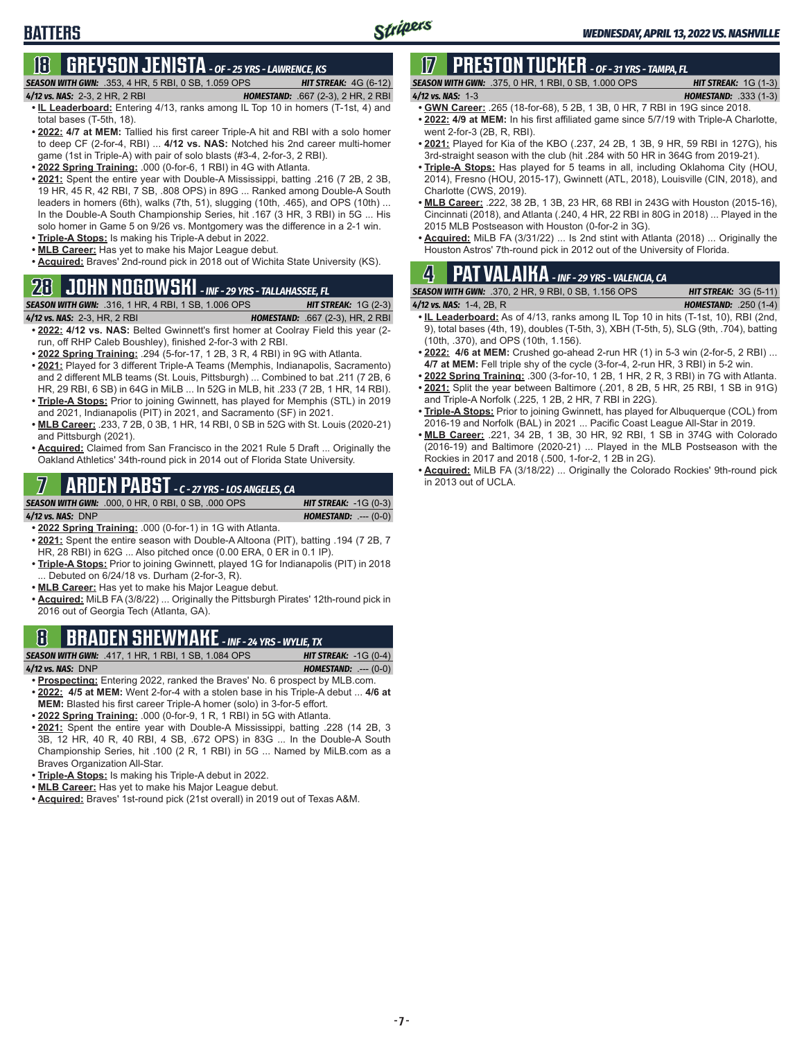# BATTERS

*WEDNESDAY, APRIL 13, 2022 VS. NASHVILLE*

## 18 GREYSON JENISTA - OF - 25 YRS - LAWRENCE, KS

***SEASON WITH GWN:*** .353, 4 HR, 5 RBI, 0 SB, 1.059 OPS — ***HIT STREAK:*** 4G (6-12)
***4/12 vs. NAS:*** 2-3, 2 HR, 2 RBI — ***HOMESTAND:*** .667 (2-3), 2 HR, 2 RBI

- **IL Leaderboard:** Entering 4/13, ranks among IL Top 10 in homers (T-1st, 4) and total bases (T-5th, 18).
- **2022: 4/7 at MEM:** Tallied his first career Triple-A hit and RBI with a solo homer to deep CF (2-for-4, RBI) ... **4/12 vs. NAS:** Notched his 2nd career multi-homer game (1st in Triple-A) with pair of solo blasts (#3-4, 2-for-3, 2 RBI).
- **2022 Spring Training:** .000 (0-for-6, 1 RBI) in 4G with Atlanta.
- **2021:** Spent the entire year with Double-A Mississippi, batting .216 (7 2B, 2 3B, 19 HR, 45 R, 42 RBI, 7 SB, .808 OPS) in 89G ... Ranked among Double-A South leaders in homers (6th), walks (7th, 51), slugging (10th, .465), and OPS (10th) ... In the Double-A South Championship Series, hit .167 (3 HR, 3 RBI) in 5G ... His solo homer in Game 5 on 9/26 vs. Montgomery was the difference in a 2-1 win.
- **Triple-A Stops:** Is making his Triple-A debut in 2022.
- **MLB Career:** Has yet to make his Major League debut.
- **Acquired:** Braves' 2nd-round pick in 2018 out of Wichita State University (KS).

## 28 JOHN NOGOWSKI - INF - 29 YRS - TALLAHASSEE, FL

***SEASON WITH GWN:*** .316, 1 HR, 4 RBI, 1 SB, 1.006 OPS — ***HIT STREAK:*** 1G (2-3)
***4/12 vs. NAS:*** 2-3, HR, 2 RBI — ***HOMESTAND:*** .667 (2-3), HR, 2 RBI

- **2022: 4/12 vs. NAS:** Belted Gwinnett's first homer at Coolray Field this year (2-run, off RHP Caleb Boushley), finished 2-for-3 with 2 RBI.
- **2022 Spring Training:** .294 (5-for-17, 1 2B, 3 R, 4 RBI) in 9G with Atlanta.
- **2021:** Played for 3 different Triple-A Teams (Memphis, Indianapolis, Sacramento) and 2 different MLB teams (St. Louis, Pittsburgh) ... Combined to bat .211 (7 2B, 6 HR, 29 RBI, 6 SB) in 64G in MiLB ... In 52G in MLB, hit .233 (7 2B, 1 HR, 14 RBI).
- **Triple-A Stops:** Prior to joining Gwinnett, has played for Memphis (STL) in 2019 and 2021, Indianapolis (PIT) in 2021, and Sacramento (SF) in 2021.
- **MLB Career:** .233, 7 2B, 0 3B, 1 HR, 14 RBI, 0 SB in 52G with St. Louis (2020-21) and Pittsburgh (2021).
- **Acquired:** Claimed from San Francisco in the 2021 Rule 5 Draft ... Originally the Oakland Athletics' 34th-round pick in 2014 out of Florida State University.

## 7 ARDEN PABST - C - 27 YRS - LOS ANGELES, CA

***SEASON WITH GWN:*** .000, 0 HR, 0 RBI, 0 SB, .000 OPS — ***HIT STREAK:*** -1G (0-3)
***4/12 vs. NAS:*** DNP — ***HOMESTAND:*** .--- (0-0)

- **2022 Spring Training:** .000 (0-for-1) in 1G with Atlanta.
- **2021:** Spent the entire season with Double-A Altoona (PIT), batting .194 (7 2B, 7 HR, 28 RBI) in 62G ... Also pitched once (0.00 ERA, 0 ER in 0.1 IP).
- **Triple-A Stops:** Prior to joining Gwinnett, played 1G for Indianapolis (PIT) in 2018 ... Debuted on 6/24/18 vs. Durham (2-for-3, R).
- **MLB Career:** Has yet to make his Major League debut.
- **Acquired:** MiLB FA (3/8/22) ... Originally the Pittsburgh Pirates' 12th-round pick in 2016 out of Georgia Tech (Atlanta, GA).

## 8 BRADEN SHEWMAKE - INF - 24 YRS - WYLIE, TX

***SEASON WITH GWN:*** .417, 1 HR, 1 RBI, 1 SB, 1.084 OPS — ***HIT STREAK:*** -1G (0-4)
***4/12 vs. NAS:*** DNP — ***HOMESTAND:*** .--- (0-0)

- **Prospecting:** Entering 2022, ranked the Braves' No. 6 prospect by MLB.com.
- **2022: 4/5 at MEM:** Went 2-for-4 with a stolen base in his Triple-A debut ... **4/6 at MEM:** Blasted his first career Triple-A homer (solo) in 3-for-5 effort.
- **2022 Spring Training:** .000 (0-for-9, 1 R, 1 RBI) in 5G with Atlanta.
- **2021:** Spent the entire year with Double-A Mississippi, batting .228 (14 2B, 3 3B, 12 HR, 40 R, 40 RBI, 4 SB, .672 OPS) in 83G ... In the Double-A South Championship Series, hit .100 (2 R, 1 RBI) in 5G ... Named by MiLB.com as a Braves Organization All-Star.
- **Triple-A Stops:** Is making his Triple-A debut in 2022.
- **MLB Career:** Has yet to make his Major League debut.
- **Acquired:** Braves' 1st-round pick (21st overall) in 2019 out of Texas A&M.

## 17 PRESTON TUCKER - OF - 31 YRS - TAMPA, FL

***SEASON WITH GWN:*** .375, 0 HR, 1 RBI, 0 SB, 1.000 OPS — ***HIT STREAK:*** 1G (1-3)
***4/12 vs. NAS:*** 1-3 — ***HOMESTAND:*** .333 (1-3)

- **GWN Career:** .265 (18-for-68), 5 2B, 1 3B, 0 HR, 7 RBI in 19G since 2018.
- **2022: 4/9 at MEM:** In his first affiliated game since 5/7/19 with Triple-A Charlotte, went 2-for-3 (2B, R, RBI).
- **2021:** Played for Kia of the KBO (.237, 24 2B, 1 3B, 9 HR, 59 RBI in 127G), his 3rd-straight season with the club (hit .284 with 50 HR in 364G from 2019-21).
- **Triple-A Stops:** Has played for 5 teams in all, including Oklahoma City (HOU, 2014), Fresno (HOU, 2015-17), Gwinnett (ATL, 2018), Louisville (CIN, 2018), and Charlotte (CWS, 2019).
- **MLB Career:** .222, 38 2B, 1 3B, 23 HR, 68 RBI in 243G with Houston (2015-16), Cincinnati (2018), and Atlanta (.240, 4 HR, 22 RBI in 80G in 2018) ... Played in the 2015 MLB Postseason with Houston (0-for-2 in 3G).
- **Acquired:** MiLB FA (3/31/22) ... Is 2nd stint with Atlanta (2018) ... Originally the Houston Astros' 7th-round pick in 2012 out of the University of Florida.

## 4 PAT VALAIKA - INF - 29 YRS - VALENCIA, CA

***SEASON WITH GWN:*** .370, 2 HR, 9 RBI, 0 SB, 1.156 OPS — ***HIT STREAK:*** 3G (5-11)
***4/12 vs. NAS:*** 1-4, 2B, R — ***HOMESTAND:*** .250 (1-4)

- **IL Leaderboard:** As of 4/13, ranks among IL Top 10 in hits (T-1st, 10), RBI (2nd, 9), total bases (4th, 19), doubles (T-5th, 3), XBH (T-5th, 5), SLG (9th, .704), batting (10th, .370), and OPS (10th, 1.156).
- **2022: 4/6 at MEM:** Crushed go-ahead 2-run HR (1) in 5-3 win (2-for-5, 2 RBI) ... **4/7 at MEM:** Fell triple shy of the cycle (3-for-4, 2-run HR, 3 RBI) in 5-2 win.
- **2022 Spring Training:** .300 (3-for-10, 1 2B, 1 HR, 2 R, 3 RBI) in 7G with Atlanta.
- **2021:** Split the year between Baltimore (.201, 8 2B, 5 HR, 25 RBI, 1 SB in 91G) and Triple-A Norfolk (.225, 1 2B, 2 HR, 7 RBI in 22G).
- **Triple-A Stops:** Prior to joining Gwinnett, has played for Albuquerque (COL) from 2016-19 and Norfolk (BAL) in 2021 ... Pacific Coast League All-Star in 2019.
- **MLB Career:** .221, 34 2B, 1 3B, 30 HR, 92 RBI, 1 SB in 374G with Colorado (2016-19) and Baltimore (2020-21) ... Played in the MLB Postseason with the Rockies in 2017 and 2018 (.500, 1-for-2, 1 2B in 2G).
- **Acquired:** MiLB FA (3/18/22) ... Originally the Colorado Rockies' 9th-round pick in 2013 out of UCLA.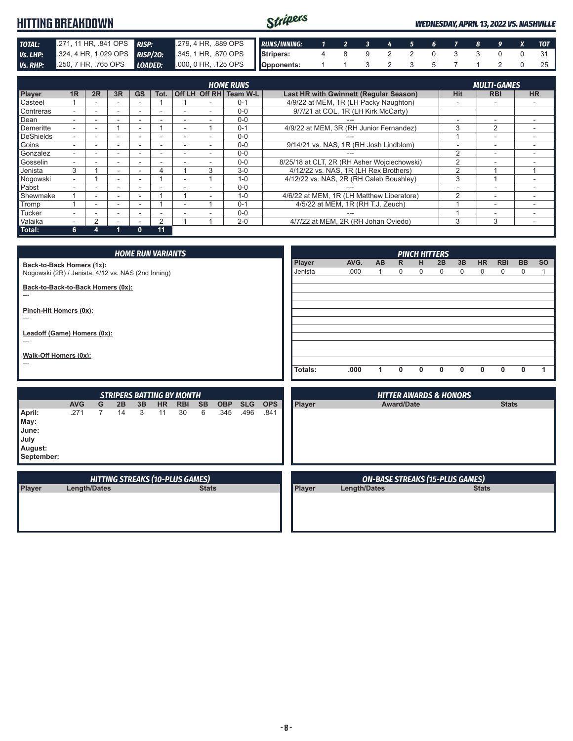# HITTING BREAKDOWN

*WEDNESDAY, APRIL 13, 2022 VS. NASHVILLE*

| | | | |
|---|---|---|---|
| **TOTAL:** | .271, 11 HR, .841 OPS | **RISP:** | .279, 4 HR, .889 OPS |
| **Vs. LHP:** | .324, 4 HR, 1.029 OPS | **RISP/2O:** | .345, 1 HR, .870 OPS |
| **Vs. RHP:** | .250, 7 HR, .765 OPS | **LOADED:** | .000, 0 HR, .125 OPS |

| RUNS/INNING: | 1 | 2 | 3 | 4 | 5 | 6 | 7 | 8 | 9 | X | TOT |
|---|---|---|---|---|---|---|---|---|---|---|---|
| Stripers: | 4 | 8 | 9 | 2 | 2 | 0 | 3 | 3 | 0 | 0 | 31 |
| Opponents: | 1 | 1 | 3 | 2 | 3 | 5 | 7 | 1 | 2 | 0 | 25 |

## HOME RUNS / MULTI-GAMES

| Player | 1R | 2R | 3R | GS | Tot. | Off LH | Off RH | Team W-L | Last HR with Gwinnett (Regular Season) | Hit | RBI | HR |
|---|---|---|---|---|---|---|---|---|---|---|---|---|
| Casteel | 1 | - | - | - | 1 | 1 | - | 0-1 | 4/9/22 at MEM, 1R (LH Packy Naughton) | - | - | - |
| Contreras | - | - | - | - | - | - | - | 0-0 | 9/7/21 at COL, 1R (LH Kirk McCarty) | | | |
| Dean | - | - | - | - | - | - | - | 0-0 | --- | - | - | - |
| Demeritte | - | - | 1 | - | 1 | - | 1 | 0-1 | 4/9/22 at MEM, 3R (RH Junior Fernandez) | 3 | 2 | - |
| DeShields | - | - | - | - | - | - | - | 0-0 | --- | 1 | - | - |
| Goins | - | - | - | - | - | - | - | 0-0 | 9/14/21 vs. NAS, 1R (RH Josh Lindblom) | - | - | - |
| Gonzalez | - | - | - | - | - | - | - | 0-0 | --- | 2 | - | - |
| Gosselin | - | - | - | - | - | - | - | 0-0 | 8/25/18 at CLT, 2R (RH Asher Wojciechowski) | 2 | - | - |
| Jenista | 3 | 1 | - | - | 4 | 1 | 3 | 3-0 | 4/12/22 vs. NAS, 1R (LH Rex Brothers) | 2 | 1 | 1 |
| Nogowski | - | 1 | - | - | 1 | - | 1 | 1-0 | 4/12/22 vs. NAS, 2R (RH Caleb Boushley) | 3 | 1 | - |
| Pabst | - | - | - | - | - | - | - | 0-0 | --- | - | - | - |
| Shewmake | 1 | - | - | - | 1 | 1 | - | 1-0 | 4/6/22 at MEM, 1R (LH Matthew Liberatore) | 2 | - | - |
| Tromp | 1 | - | - | - | 1 | - | 1 | 0-1 | 4/5/22 at MEM, 1R (RH T.J. Zeuch) | 1 | - | - |
| Tucker | - | - | - | - | - | - | - | 0-0 | --- | 1 | - | - |
| Valaika | - | 2 | - | - | 2 | 1 | 1 | 2-0 | 4/7/22 at MEM, 2R (RH Johan Oviedo) | 3 | 3 | - |
| **Total:** | **6** | **4** | **1** | **0** | **11** | | | | | | | |

## HOME RUN VARIANTS

**Back-to-Back Homers (1x):**
Nogowski (2R) / Jenista, 4/12 vs. NAS (2nd Inning)

**Back-to-Back-to-Back Homers (0x):**
---

**Pinch-Hit Homers (0x):**
---

**Leadoff (Game) Homers (0x):**
---

**Walk-Off Homers (0x):**
---

## PINCH HITTERS

| Player | AVG. | AB | R | H | 2B | 3B | HR | RBI | BB | SO |
|---|---|---|---|---|---|---|---|---|---|---|
| Jenista | .000 | 1 | 0 | 0 | 0 | 0 | 0 | 0 | 0 | 1 |
| **Totals:** | **.000** | **1** | **0** | **0** | **0** | **0** | **0** | **0** | **0** | **1** |

## STRIPERS BATTING BY MONTH

| | AVG | G | 2B | 3B | HR | RBI | SB | OBP | SLG | OPS |
|---|---|---|---|---|---|---|---|---|---|---|
| **April:** | .271 | 7 | 14 | 3 | 11 | 30 | 6 | .345 | .496 | .841 |
| **May:** | | | | | | | | | | |
| **June:** | | | | | | | | | | |
| **July** | | | | | | | | | | |
| **August:** | | | | | | | | | | |
| **September:** | | | | | | | | | | |

## HITTER AWARDS & HONORS

| Player | Award/Date | Stats |
|---|---|---|

## HITTING STREAKS (10-PLUS GAMES)

| Player | Length/Dates | Stats |
|---|---|---|

## ON-BASE STREAKS (15-PLUS GAMES)

| Player | Length/Dates | Stats |
|---|---|---|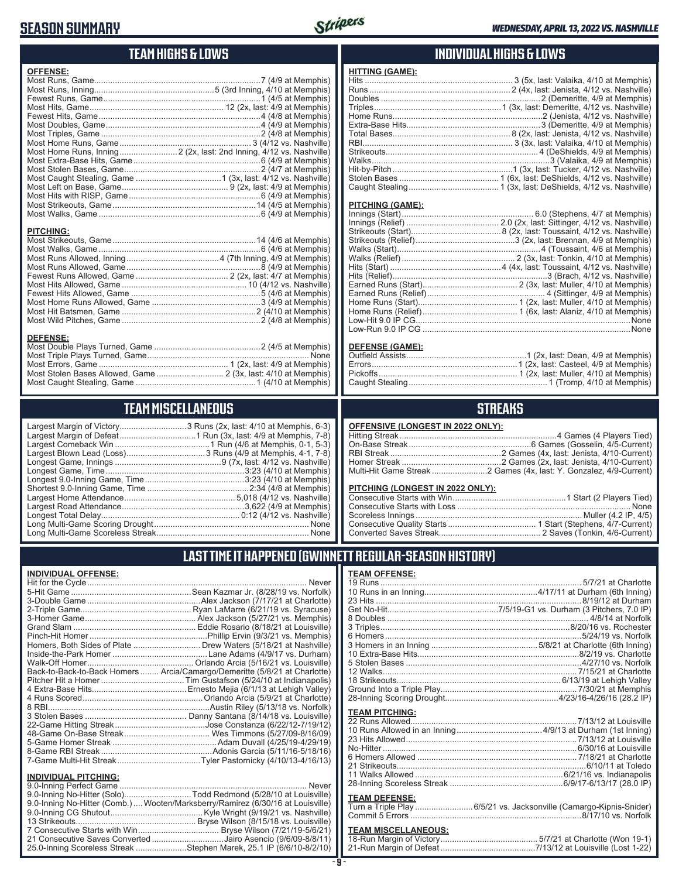# SEASON SUMMARY

*WEDNESDAY, APRIL 13, 2022 VS. NASHVILLE*

## TEAM HIGHS & LOWS

**OFFENSE:**

| | |
|---|---|
| Most Runs, Game | 7 (4/9 at Memphis) |
| Most Runs, Inning | 5 (3rd Inning, 4/10 at Memphis) |
| Fewest Runs, Game | 1 (4/5 at Memphis) |
| Most Hits, Game | 12 (2x, last: 4/9 at Memphis) |
| Fewest Hits, Game | 4 (4/8 at Memphis) |
| Most Doubles, Game | 4 (4/9 at Memphis) |
| Most Triples, Game | 2 (4/8 at Memphis) |
| Most Home Runs, Game | 3 (4/12 vs. Nashville) |
| Most Home Runs, Inning | 2 (2x, last: 2nd Inning, 4/12 vs. Nashville) |
| Most Extra-Base Hits, Game | 6 (4/9 at Memphis) |
| Most Stolen Bases, Game | 2 (4/7 at Memphis) |
| Most Caught Stealing, Game | 1 (3x, last: 4/12 vs. Nashville) |
| Most Left on Base, Game | 9 (2x, last: 4/9 at Memphis) |
| Most Hits with RISP, Game | 6 (4/9 at Memphis) |
| Most Strikeouts, Game | 14 (4/5 at Memphis) |
| Most Walks, Game | 6 (4/9 at Memphis) |

**PITCHING:**

| | |
|---|---|
| Most Strikeouts, Game | 14 (4/6 at Memphis) |
| Most Walks, Game | 6 (4/6 at Memphis) |
| Most Runs Allowed, Inning | 4 (7th Inning, 4/9 at Memphis) |
| Most Runs Allowed, Game | 8 (4/9 at Memphis) |
| Fewest Runs Allowed, Game | 2 (2x, last: 4/7 at Memphis) |
| Most Hits Allowed, Game | 10 (4/12 vs. Nashville) |
| Fewest Hits Allowed, Game | 5 (4/6 at Memphis) |
| Most Home Runs Allowed, Game | 3 (4/9 at Memphis) |
| Most Hit Batsmen, Game | 2 (4/10 at Memphis) |
| Most Wild Pitches, Game | 2 (4/8 at Memphis) |

**DEFENSE:**

| | |
|---|---|
| Most Double Plays Turned, Game | 2 (4/5 at Memphis) |
| Most Triple Plays Turned, Game | None |
| Most Errors, Game | 1 (2x, last: 4/9 at Memphis) |
| Most Stolen Bases Allowed, Game | 2 (3x, last: 4/10 at Memphis) |
| Most Caught Stealing, Game | 1 (4/10 at Memphis) |

## INDIVIDUAL HIGHS & LOWS

**HITTING (GAME):**

| | |
|---|---|
| Hits | 3 (5x, last: Valaika, 4/10 at Memphis) |
| Runs | 2 (4x, last: Jenista, 4/12 vs. Nashville) |
| Doubles | 2 (Demeritte, 4/9 at Memphis) |
| Triples | 1 (3x, last: Demeritte, 4/12 vs. Nashville) |
| Home Runs | 2 (Jenista, 4/12 vs. Nashville) |
| Extra-Base Hits | 3 (Demeritte, 4/9 at Memphis) |
| Total Bases | 8 (2x, last: Jenista, 4/12 vs. Nashville) |
| RBI | 3 (3x, last: Valaika, 4/10 at Memphis) |
| Strikeouts | 4 (DeShields, 4/9 at Memphis) |
| Walks | 3 (Valaika, 4/9 at Memphis) |
| Hit-by-Pitch | 1 (3x, last: Tucker, 4/12 vs. Nashville) |
| Stolen Bases | 1 (6x, last: DeShields, 4/12 vs. Nashville) |
| Caught Stealing | 1 (3x, last: DeShields, 4/12 vs. Nashville) |

**PITCHING (GAME):**

| | |
|---|---|
| Innings (Start) | 6.0 (Stephens, 4/7 at Memphis) |
| Innings (Relief) | 2.0 (2x, last: Sittinger, 4/12 vs. Nashville) |
| Strikeouts (Start) | 8 (2x, last: Toussaint, 4/12 vs. Nashville) |
| Strikeouts (Relief) | 3 (2x, last: Brennan, 4/9 at Memphis) |
| Walks (Start) | 4 (Toussaint, 4/6 at Memphis) |
| Walks (Relief) | 2 (3x, last: Tonkin, 4/10 at Memphis) |
| Hits (Start) | 4 (4x, last: Toussaint, 4/12 vs. Nashville) |
| Hits (Relief) | 3 (Brach, 4/12 vs. Nashville) |
| Earned Runs (Start) | 2 (3x, last: Muller, 4/10 at Memphis) |
| Earned Runs (Relief) | 4 (Sittinger, 4/9 at Memphis) |
| Home Runs (Start) | 1 (2x, last: Muller, 4/10 at Memphis) |
| Home Runs (Relief) | 1 (6x, last: Alaniz, 4/10 at Memphis) |
| Low-Hit 9.0 IP CG | None |
| Low-Run 9.0 IP CG | None |

**DEFENSE (GAME):**

| | |
|---|---|
| Outfield Assists | 1 (2x, last: Dean, 4/9 at Memphis) |
| Errors | 1 (2x, last: Casteel, 4/9 at Memphis) |
| Pickoffs | 1 (2x, last: Muller, 4/10 at Memphis) |
| Caught Stealing | 1 (Tromp, 4/10 at Memphis) |

## TEAM MISCELLANEOUS

| | |
|---|---|
| Largest Margin of Victory | 3 Runs (2x, last: 4/10 at Memphis, 6-3) |
| Largest Margin of Defeat | 1 Run (3x, last: 4/9 at Memphis, 7-8) |
| Largest Comeback Win | 1 Run (4/6 at Memphis, 0-1, 5-3) |
| Largest Blown Lead (Loss) | 3 Runs (4/9 at Memphis, 4-1, 7-8) |
| Longest Game, Innings | 9 (7x, last: 4/12 vs. Nashville) |
| Longest Game, Time | 3:23 (4/10 at Memphis) |
| Longest 9.0-Inning Game, Time | 3:23 (4/10 at Memphis) |
| Shortest 9.0-Inning Game, Time | 2:34 (4/8 at Memphis) |
| Largest Home Attendance | 5,018 (4/12 vs. Nashville) |
| Largest Road Attendance | 3,622 (4/9 at Memphis) |
| Longest Total Delay | 0:12 (4/12 vs. Nashville) |
| Long Multi-Game Scoring Drought | None |
| Long Multi-Game Scoreless Streak | None |

## STREAKS

**OFFENSIVE (LONGEST IN 2022 ONLY):**

| | |
|---|---|
| Hitting Streak | 4 Games (4 Players Tied) |
| On-Base Streak | 6 Games (Gosselin, 4/5-Current) |
| RBI Streak | 2 Games (4x, last: Jenista, 4/10-Current) |
| Homer Streak | 2 Games (2x, last: Jenista, 4/10-Current) |
| Multi-Hit Game Streak | 2 Games (4x, last: Y. Gonzalez, 4/9-Current) |

**PITCHING (LONGEST IN 2022 ONLY):**

| | |
|---|---|
| Consecutive Starts with Win | 1 Start (2 Players Tied) |
| Consecutive Starts with Loss | None |
| Scoreless Innings | Muller (4.2 IP, 4/5) |
| Consecutive Quality Starts | 1 Start (Stephens, 4/7-Current) |
| Converted Saves Streak | 2 Saves (Tonkin, 4/6-Current) |

## LAST TIME IT HAPPENED (GWINNETT REGULAR-SEASON HISTORY)

**INDIVIDUAL OFFENSE:**

| | |
|---|---|
| Hit for the Cycle | Never |
| 5-Hit Game | Sean Kazmar Jr. (8/28/19 vs. Norfolk) |
| 3-Double Game | Alex Jackson (7/17/21 at Charlotte) |
| 2-Triple Game | Ryan LaMarre (6/21/19 vs. Syracuse) |
| 3-Homer Game | Alex Jackson (5/27/21 vs. Memphis) |
| Grand Slam | Eddie Rosario (8/18/21 at Louisville) |
| Pinch-Hit Homer | Phillip Ervin (9/3/21 vs. Memphis) |
| Homers, Both Sides of Plate | Drew Waters (5/18/21 at Nashville) |
| Inside-the-Park Homer | Lane Adams (4/9/17 vs. Durham) |
| Walk-Off Homer | Orlando Arcia (5/16/21 vs. Louisville) |
| Back-to-Back-to-Back Homers | Arcia/Camargo/Demeritte (5/8/21 at Charlotte) |
| Pitcher Hit a Homer | Tim Gustafson (5/24/10 at Indianapolis) |
| 4 Extra-Base Hits | Ernesto Mejia (6/1/13 at Lehigh Valley) |
| 4 Runs Scored | Orlando Arcia (5/9/21 at Charlotte) |
| 8 RBI | Austin Riley (5/13/18 vs. Norfolk) |
| 3 Stolen Bases | Danny Santana (8/14/18 vs. Louisville) |
| 22-Game Hitting Streak | Jose Constanza (6/22/12-7/19/12) |
| 48-Game On-Base Streak | Wes Timmons (5/27/09-8/16/09) |
| 5-Game Homer Streak | Adam Duvall (4/25/19-4/29/19) |
| 8-Game RBI Streak | Adonis Garcia (5/11/16-5/18/16) |
| 7-Game Multi-Hit Streak | Tyler Pastornicky (4/10/13-4/16/13) |

**INDIVIDUAL PITCHING:**

| | |
|---|---|
| 9.0-Inning Perfect Game | Never |
| 9.0-Inning No-Hitter (Solo) | Todd Redmond (5/28/10 at Louisville) |
| 9.0-Inning No-Hitter (Comb.) | Wooten/Marksberry/Ramirez (6/30/16 at Louisville) |
| 9.0-Inning CG Shutout | Kyle Wright (9/19/21 vs. Nashville) |
| 13 Strikeouts | Bryse Wilson (8/15/18 vs. Louisville) |
| 7 Consecutive Starts with Win | Bryse Wilson (7/21/19-5/6/21) |
| 21 Consecutive Saves Converted | Jairo Asencio (9/6/09-8/8/11) |
| 25.0-Inning Scoreless Streak | Stephen Marek, 25.1 IP (6/6/10-8/2/10) |

**TEAM OFFENSE:**

| | |
|---|---|
| 19 Runs | 5/7/21 at Charlotte |
| 10 Runs in an Inning | 4/17/11 at Durham (6th Inning) |
| 23 Hits | 8/19/12 at Durham |
| Get No-Hit | 7/5/19-G1 vs. Durham (3 Pitchers, 7.0 IP) |
| 8 Doubles | 4/8/14 at Norfolk |
| 3 Triples | 8/20/16 vs. Rochester |
| 6 Homers | 5/24/19 vs. Norfolk |
| 3 Homers in an Inning | 5/8/21 at Charlotte (6th Inning) |
| 10 Extra-Base Hits | 8/2/19 vs. Charlotte |
| 5 Stolen Bases | 4/27/10 vs. Norfolk |
| 12 Walks | 7/15/21 at Charlotte |
| 18 Strikeouts | 6/13/19 at Lehigh Valley |
| Ground Into a Triple Play | 7/30/21 at Memphis |
| 28-Inning Scoring Drought | 4/23/16-4/26/16 (28.2 IP) |

**TEAM PITCHING:**

| | |
|---|---|
| 22 Runs Allowed | 7/13/12 at Louisville |
| 10 Runs Allowed in an Inning | 4/9/13 at Durham (1st Inning) |
| 23 Hits Allowed | 7/13/12 at Louisville |
| No-Hitter | 6/30/16 at Louisville |
| 6 Homers Allowed | 7/18/21 at Charlotte |
| 21 Strikeouts | 6/10/11 at Toledo |
| 11 Walks Allowed | 6/21/16 vs. Indianapolis |
| 28-Inning Scoreless Streak | 6/9/17-6/13/17 (28.0 IP) |

**TEAM DEFENSE:**

| | |
|---|---|
| Turn a Triple Play | 6/5/21 vs. Jacksonville (Camargo-Kipnis-Snider) |
| Commit 5 Errors | 8/17/10 vs. Norfolk |

**TEAM MISCELLANEOUS:**

| | |
|---|---|
| 18-Run Margin of Victory | 5/7/21 at Charlotte (Won 19-1) |
| 21-Run Margin of Defeat | 7/13/12 at Louisville (Lost 1-22) |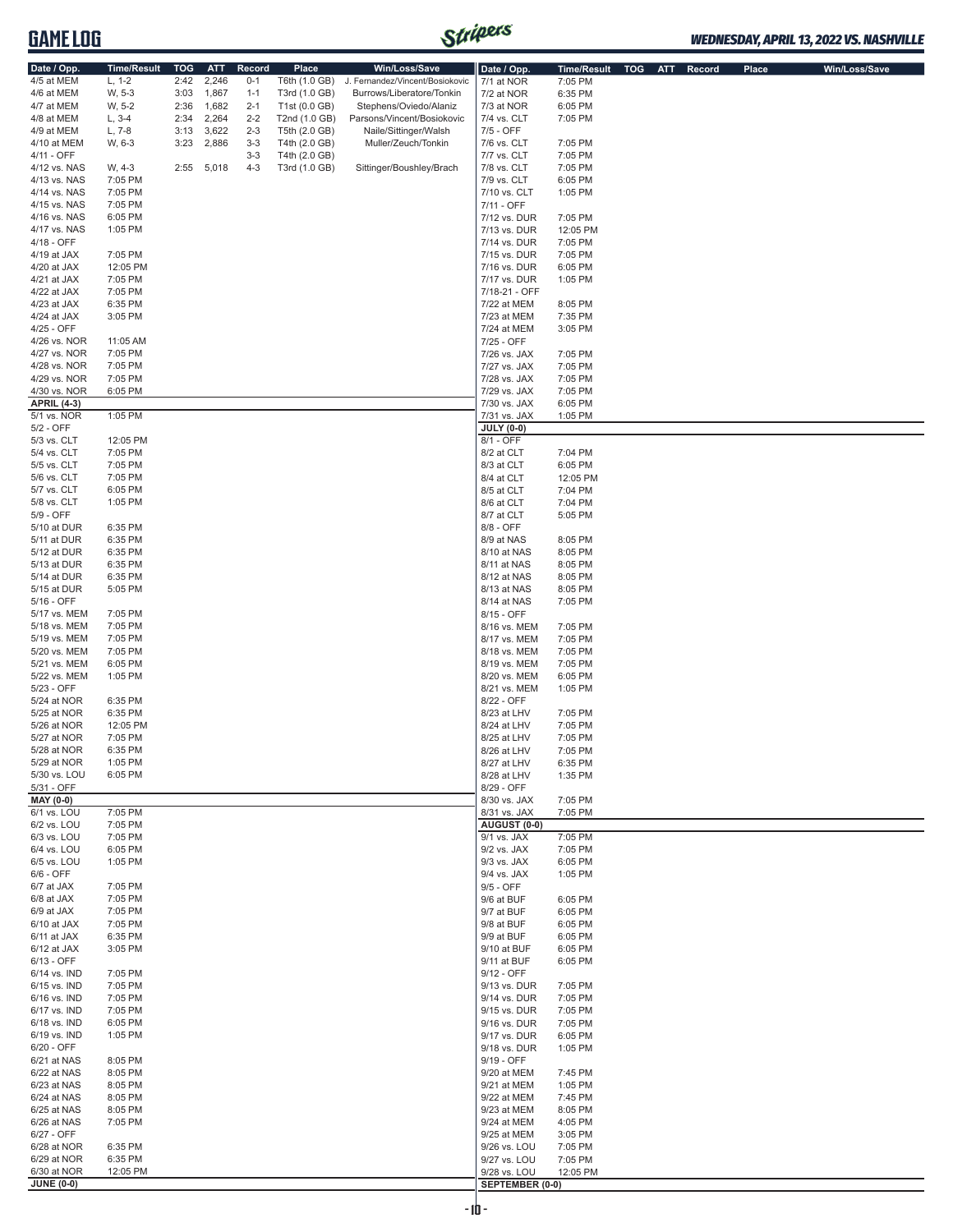# GAME LOG

*WEDNESDAY, APRIL 13, 2022 VS. NASHVILLE*

| Date / Opp. | Time/Result | TOG | ATT | Record | Place | Win/Loss/Save |
|---|---|---|---|---|---|---|
| 4/5 at MEM | L, 1-2 | 2:42 | 2,246 | 0-1 | T6th (1.0 GB) | J. Fernandez/Vincent/Bosiokovic |
| 4/6 at MEM | W, 5-3 | 3:03 | 1,867 | 1-1 | T3rd (1.0 GB) | Burrows/Liberatore/Tonkin |
| 4/7 at MEM | W, 5-2 | 2:36 | 1,682 | 2-1 | T1st (0.0 GB) | Stephens/Oviedo/Alaniz |
| 4/8 at MEM | L, 3-4 | 2:34 | 2,264 | 2-2 | T2nd (1.0 GB) | Parsons/Vincent/Bosiokovic |
| 4/9 at MEM | L, 7-8 | 3:13 | 3,622 | 2-3 | T5th (2.0 GB) | Naile/Sittinger/Walsh |
| 4/10 at MEM | W, 6-3 | 3:23 | 2,886 | 3-3 | T4th (2.0 GB) | Muller/Zeuch/Tonkin |
| 4/11 - OFF | | | | 3-3 | T4th (2.0 GB) | |
| 4/12 vs. NAS | W, 4-3 | 2:55 | 5,018 | 4-3 | T3rd (1.0 GB) | Sittinger/Boushley/Brach |
| 4/13 vs. NAS | 7:05 PM | | | | | |
| 4/14 vs. NAS | 7:05 PM | | | | | |
| 4/15 vs. NAS | 7:05 PM | | | | | |
| 4/16 vs. NAS | 6:05 PM | | | | | |
| 4/17 vs. NAS | 1:05 PM | | | | | |
| 4/18 - OFF | | | | | | |
| 4/19 at JAX | 7:05 PM | | | | | |
| 4/20 at JAX | 12:05 PM | | | | | |
| 4/21 at JAX | 7:05 PM | | | | | |
| 4/22 at JAX | 7:05 PM | | | | | |
| 4/23 at JAX | 6:35 PM | | | | | |
| 4/24 at JAX | 3:05 PM | | | | | |
| 4/25 - OFF | | | | | | |
| 4/26 vs. NOR | 11:05 AM | | | | | |
| 4/27 vs. NOR | 7:05 PM | | | | | |
| 4/28 vs. NOR | 7:05 PM | | | | | |
| 4/29 vs. NOR | 7:05 PM | | | | | |
| 4/30 vs. NOR | 6:05 PM | | | | | |
| **APRIL (4-3)** | | | | | | |
| 5/1 vs. NOR | 1:05 PM | | | | | |
| 5/2 - OFF | | | | | | |
| 5/3 vs. CLT | 12:05 PM | | | | | |
| 5/4 vs. CLT | 7:05 PM | | | | | |
| 5/5 vs. CLT | 7:05 PM | | | | | |
| 5/6 vs. CLT | 7:05 PM | | | | | |
| 5/7 vs. CLT | 6:05 PM | | | | | |
| 5/8 vs. CLT | 1:05 PM | | | | | |
| 5/9 - OFF | | | | | | |
| 5/10 at DUR | 6:35 PM | | | | | |
| 5/11 at DUR | 6:35 PM | | | | | |
| 5/12 at DUR | 6:35 PM | | | | | |
| 5/13 at DUR | 6:35 PM | | | | | |
| 5/14 at DUR | 6:35 PM | | | | | |
| 5/15 at DUR | 5:05 PM | | | | | |
| 5/16 - OFF | | | | | | |
| 5/17 vs. MEM | 7:05 PM | | | | | |
| 5/18 vs. MEM | 7:05 PM | | | | | |
| 5/19 vs. MEM | 7:05 PM | | | | | |
| 5/20 vs. MEM | 7:05 PM | | | | | |
| 5/21 vs. MEM | 6:05 PM | | | | | |
| 5/22 vs. MEM | 1:05 PM | | | | | |
| 5/23 - OFF | | | | | | |
| 5/24 at NOR | 6:35 PM | | | | | |
| 5/25 at NOR | 6:35 PM | | | | | |
| 5/26 at NOR | 12:05 PM | | | | | |
| 5/27 at NOR | 7:05 PM | | | | | |
| 5/28 at NOR | 6:35 PM | | | | | |
| 5/29 at NOR | 1:05 PM | | | | | |
| 5/30 vs. LOU | 6:05 PM | | | | | |
| 5/31 - OFF | | | | | | |
| **MAY (0-0)** | | | | | | |
| 6/1 vs. LOU | 7:05 PM | | | | | |
| 6/2 vs. LOU | 7:05 PM | | | | | |
| 6/3 vs. LOU | 7:05 PM | | | | | |
| 6/4 vs. LOU | 6:05 PM | | | | | |
| 6/5 vs. LOU | 1:05 PM | | | | | |
| 6/6 - OFF | | | | | | |
| 6/7 at JAX | 7:05 PM | | | | | |
| 6/8 at JAX | 7:05 PM | | | | | |
| 6/9 at JAX | 7:05 PM | | | | | |
| 6/10 at JAX | 7:05 PM | | | | | |
| 6/11 at JAX | 6:35 PM | | | | | |
| 6/12 at JAX | 3:05 PM | | | | | |
| 6/13 - OFF | | | | | | |
| 6/14 vs. IND | 7:05 PM | | | | | |
| 6/15 vs. IND | 7:05 PM | | | | | |
| 6/16 vs. IND | 7:05 PM | | | | | |
| 6/17 vs. IND | 7:05 PM | | | | | |
| 6/18 vs. IND | 6:05 PM | | | | | |
| 6/19 vs. IND | 1:05 PM | | | | | |
| 6/20 - OFF | | | | | | |
| 6/21 at NAS | 8:05 PM | | | | | |
| 6/22 at NAS | 8:05 PM | | | | | |
| 6/23 at NAS | 8:05 PM | | | | | |
| 6/24 at NAS | 8:05 PM | | | | | |
| 6/25 at NAS | 8:05 PM | | | | | |
| 6/26 at NAS | 7:05 PM | | | | | |
| 6/27 - OFF | | | | | | |
| 6/28 at NOR | 6:35 PM | | | | | |
| 6/29 at NOR | 6:35 PM | | | | | |
| 6/30 at NOR | 12:05 PM | | | | | |
| **JUNE (0-0)** | | | | | | |

| Date / Opp. | Time/Result | TOG | ATT | Record | Place | Win/Loss/Save |
|---|---|---|---|---|---|---|
| 7/1 at NOR | 7:05 PM | | | | | |
| 7/2 at NOR | 6:35 PM | | | | | |
| 7/3 at NOR | 6:05 PM | | | | | |
| 7/4 vs. CLT | 7:05 PM | | | | | |
| 7/5 - OFF | | | | | | |
| 7/6 vs. CLT | 7:05 PM | | | | | |
| 7/7 vs. CLT | 7:05 PM | | | | | |
| 7/8 vs. CLT | 7:05 PM | | | | | |
| 7/9 vs. CLT | 6:05 PM | | | | | |
| 7/10 vs. CLT | 1:05 PM | | | | | |
| 7/11 - OFF | | | | | | |
| 7/12 vs. DUR | 7:05 PM | | | | | |
| 7/13 vs. DUR | 12:05 PM | | | | | |
| 7/14 vs. DUR | 7:05 PM | | | | | |
| 7/15 vs. DUR | 7:05 PM | | | | | |
| 7/16 vs. DUR | 6:05 PM | | | | | |
| 7/17 vs. DUR | 1:05 PM | | | | | |
| 7/18-21 - OFF | | | | | | |
| 7/22 at MEM | 8:05 PM | | | | | |
| 7/23 at MEM | 7:35 PM | | | | | |
| 7/24 at MEM | 3:05 PM | | | | | |
| 7/25 - OFF | | | | | | |
| 7/26 vs. JAX | 7:05 PM | | | | | |
| 7/27 vs. JAX | 7:05 PM | | | | | |
| 7/28 vs. JAX | 7:05 PM | | | | | |
| 7/29 vs. JAX | 7:05 PM | | | | | |
| 7/30 vs. JAX | 6:05 PM | | | | | |
| 7/31 vs. JAX | 1:05 PM | | | | | |
| **JULY (0-0)** | | | | | | |
| 8/1 - OFF | | | | | | |
| 8/2 at CLT | 7:04 PM | | | | | |
| 8/3 at CLT | 6:05 PM | | | | | |
| 8/4 at CLT | 12:05 PM | | | | | |
| 8/5 at CLT | 7:04 PM | | | | | |
| 8/6 at CLT | 7:04 PM | | | | | |
| 8/7 at CLT | 5:05 PM | | | | | |
| 8/8 - OFF | | | | | | |
| 8/9 at NAS | 8:05 PM | | | | | |
| 8/10 at NAS | 8:05 PM | | | | | |
| 8/11 at NAS | 8:05 PM | | | | | |
| 8/12 at NAS | 8:05 PM | | | | | |
| 8/13 at NAS | 8:05 PM | | | | | |
| 8/14 at NAS | 7:05 PM | | | | | |
| 8/15 - OFF | | | | | | |
| 8/16 vs. MEM | 7:05 PM | | | | | |
| 8/17 vs. MEM | 7:05 PM | | | | | |
| 8/18 vs. MEM | 7:05 PM | | | | | |
| 8/19 vs. MEM | 7:05 PM | | | | | |
| 8/20 vs. MEM | 6:05 PM | | | | | |
| 8/21 vs. MEM | 1:05 PM | | | | | |
| 8/22 - OFF | | | | | | |
| 8/23 at LHV | 7:05 PM | | | | | |
| 8/24 at LHV | 7:05 PM | | | | | |
| 8/25 at LHV | 7:05 PM | | | | | |
| 8/26 at LHV | 7:05 PM | | | | | |
| 8/27 at LHV | 6:35 PM | | | | | |
| 8/28 at LHV | 1:35 PM | | | | | |
| 8/29 - OFF | | | | | | |
| 8/30 vs. JAX | 7:05 PM | | | | | |
| 8/31 vs. JAX | 7:05 PM | | | | | |
| **AUGUST (0-0)** | | | | | | |
| 9/1 vs. JAX | 7:05 PM | | | | | |
| 9/2 vs. JAX | 7:05 PM | | | | | |
| 9/3 vs. JAX | 6:05 PM | | | | | |
| 9/4 vs. JAX | 1:05 PM | | | | | |
| 9/5 - OFF | | | | | | |
| 9/6 at BUF | 6:05 PM | | | | | |
| 9/7 at BUF | 6:05 PM | | | | | |
| 9/8 at BUF | 6:05 PM | | | | | |
| 9/9 at BUF | 6:05 PM | | | | | |
| 9/10 at BUF | 6:05 PM | | | | | |
| 9/11 at BUF | 6:05 PM | | | | | |
| 9/12 - OFF | | | | | | |
| 9/13 vs. DUR | 7:05 PM | | | | | |
| 9/14 vs. DUR | 7:05 PM | | | | | |
| 9/15 vs. DUR | 7:05 PM | | | | | |
| 9/16 vs. DUR | 7:05 PM | | | | | |
| 9/17 vs. DUR | 6:05 PM | | | | | |
| 9/18 vs. DUR | 1:05 PM | | | | | |
| 9/19 - OFF | | | | | | |
| 9/20 at MEM | 7:45 PM | | | | | |
| 9/21 at MEM | 1:05 PM | | | | | |
| 9/22 at MEM | 7:45 PM | | | | | |
| 9/23 at MEM | 8:05 PM | | | | | |
| 9/24 at MEM | 4:05 PM | | | | | |
| 9/25 at MEM | 3:05 PM | | | | | |
| 9/26 vs. LOU | 7:05 PM | | | | | |
| 9/27 vs. LOU | 7:05 PM | | | | | |
| 9/28 vs. LOU | 12:05 PM | | | | | |
| **SEPTEMBER (0-0)** | | | | | | |